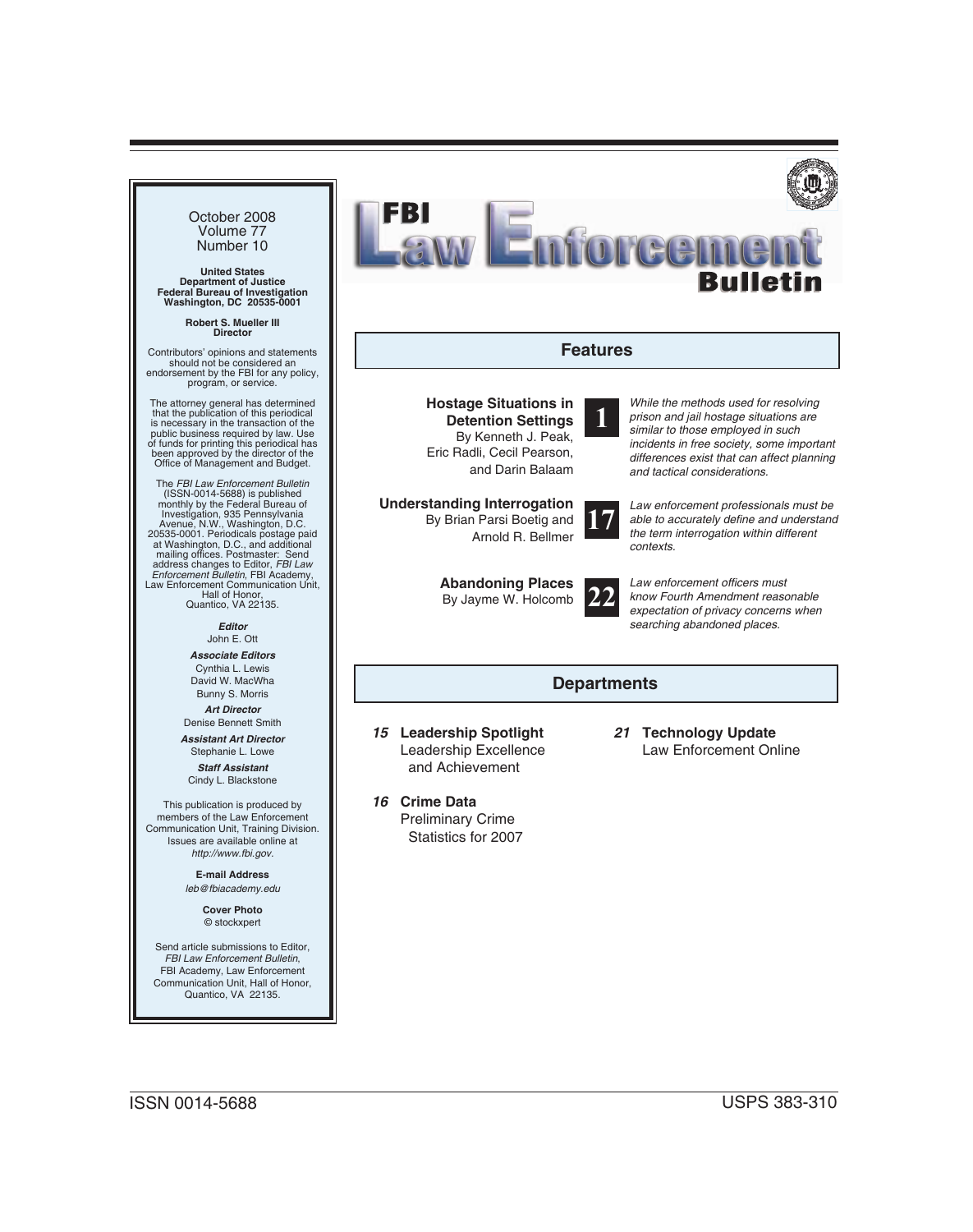# FBI Law Enforcement Bulletin

October 2008
Volume 77
Number 10

**United States**
**Department of Justice**
**Federal Bureau of Investigation**
**Washington, DC 20535-0001**

**Robert S. Mueller III**
**Director**

Contributors' opinions and statements should not be considered an endorsement by the FBI for any policy, program, or service.

The attorney general has determined that the publication of this periodical is necessary in the transaction of the public business required by law. Use of funds for printing this periodical has been approved by the director of the Office of Management and Budget.

The *FBI Law Enforcement Bulletin* (ISSN-0014-5688) is published monthly by the Federal Bureau of Investigation, 935 Pennsylvania Avenue, N.W., Washington, D.C. 20535-0001. Periodicals postage paid at Washington, D.C., and additional mailing offices. Postmaster: Send address changes to Editor, *FBI Law Enforcement Bulletin*, FBI Academy, Law Enforcement Communication Unit, Hall of Honor, Quantico, VA 22135.

***Editor***
John E. Ott

***Associate Editors***
Cynthia L. Lewis
David W. MacWha
Bunny S. Morris

***Art Director***
Denise Bennett Smith

***Assistant Art Director***
Stephanie L. Lowe

***Staff Assistant***
Cindy L. Blackstone

This publication is produced by members of the Law Enforcement Communication Unit, Training Division. Issues are available online at *http://www.fbi.gov*.

**E-mail Address**
*leb@fbiacademy.edu*

**Cover Photo**
© stockxpert

Send article submissions to Editor, *FBI Law Enforcement Bulletin*, FBI Academy, Law Enforcement Communication Unit, Hall of Honor, Quantico, VA 22135.

## Features

**Hostage Situations in Detention Settings** — 1
By Kenneth J. Peak, Eric Radli, Cecil Pearson, and Darin Balaam

*While the methods used for resolving prison and jail hostage situations are similar to those employed in such incidents in free society, some important differences exist that can affect planning and tactical considerations.*

**Understanding Interrogation** — 17
By Brian Parsi Boetig and Arnold R. Bellmer

*Law enforcement professionals must be able to accurately define and understand the term interrogation within different contexts.*

**Abandoning Places** — 22
By Jayme W. Holcomb

*Law enforcement officers must know Fourth Amendment reasonable expectation of privacy concerns when searching abandoned places.*

## Departments

***15*** **Leadership Spotlight**
Leadership Excellence and Achievement

***16*** **Crime Data**
Preliminary Crime Statistics for 2007

***21*** **Technology Update**
Law Enforcement Online

ISSN 0014-5688 USPS 383-310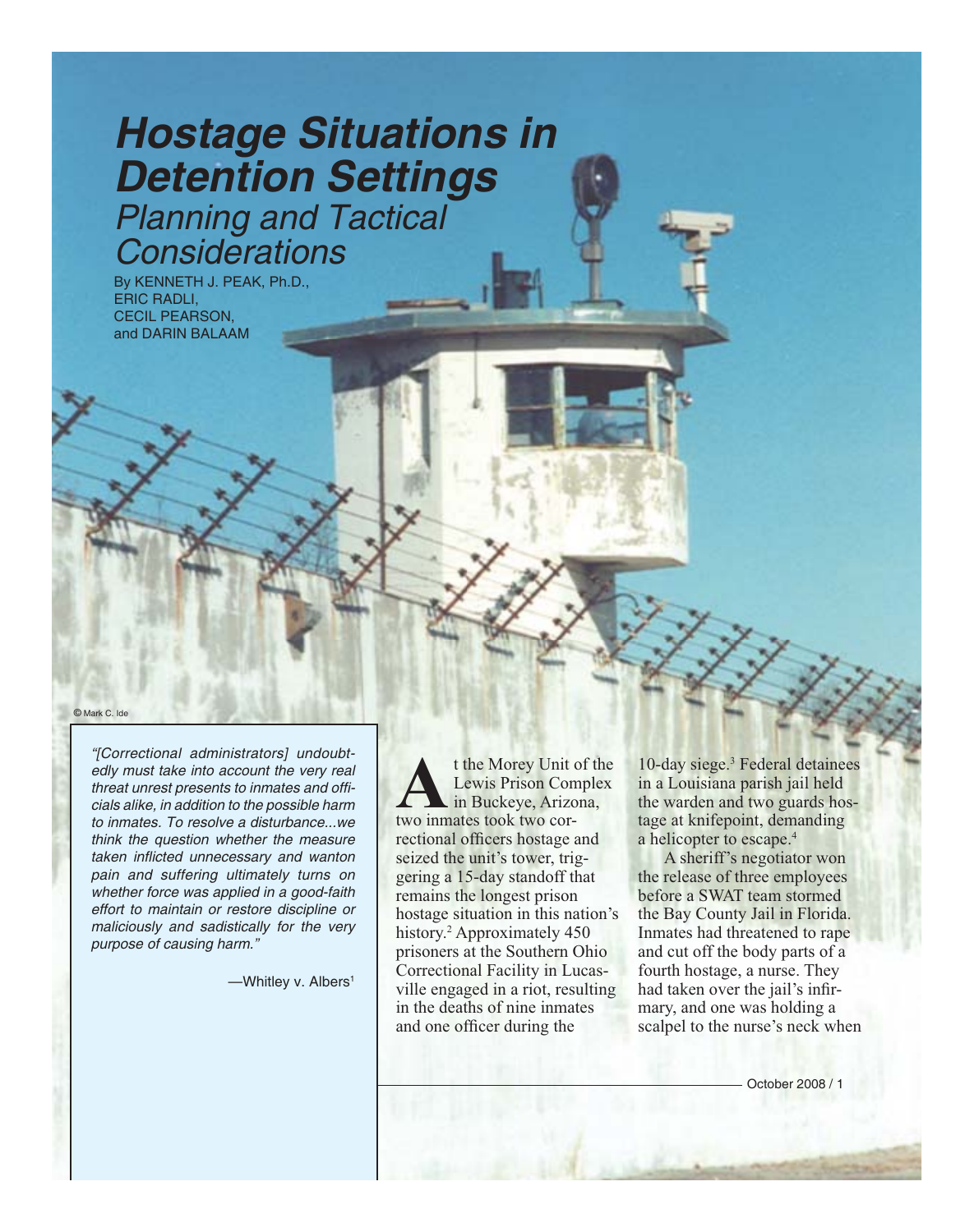# Hostage Situations in Detention Settings

## Planning and Tactical Considerations

By KENNETH J. PEAK, Ph.D., ERIC RADLI, CECIL PEARSON, and DARIN BALAAM

© Mark C. Ide

*"[Correctional administrators] undoubtedly must take into account the very real threat unrest presents to inmates and officials alike, in addition to the possible harm to inmates. To resolve a disturbance...we think the question whether the measure taken inflicted unnecessary and wanton pain and suffering ultimately turns on whether force was applied in a good-faith effort to maintain or restore discipline or maliciously and sadistically for the very purpose of causing harm."*

—Whitley v. Albers[1]

At the Morey Unit of the Lewis Prison Complex in Buckeye, Arizona, two inmates took two correctional officers hostage and seized the unit's tower, triggering a 15-day standoff that remains the longest prison hostage situation in this nation's history.[2] Approximately 450 prisoners at the Southern Ohio Correctional Facility in Lucasville engaged in a riot, resulting in the deaths of nine inmates and one officer during the 10-day siege.[3] Federal detainees in a Louisiana parish jail held the warden and two guards hostage at knifepoint, demanding a helicopter to escape.[4]

A sheriff's negotiator won the release of three employees before a SWAT team stormed the Bay County Jail in Florida. Inmates had threatened to rape and cut off the body parts of a fourth hostage, a nurse. They had taken over the jail's infirmary, and one was holding a scalpel to the nurse's neck when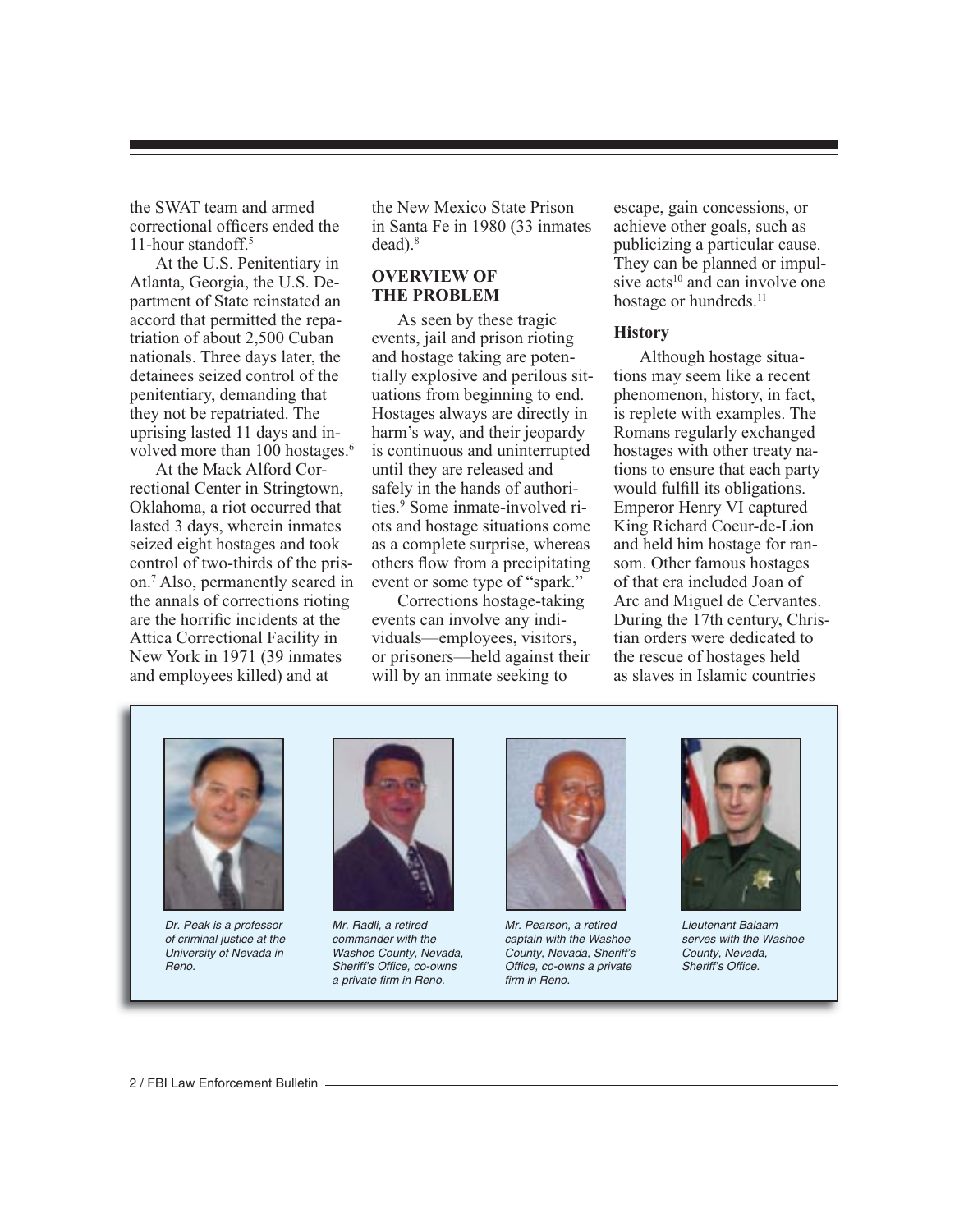the SWAT team and armed correctional officers ended the 11-hour standoff.[5]

At the U.S. Penitentiary in Atlanta, Georgia, the U.S. Department of State reinstated an accord that permitted the repatriation of about 2,500 Cuban nationals. Three days later, the detainees seized control of the penitentiary, demanding that they not be repatriated. The uprising lasted 11 days and involved more than 100 hostages.[6]

At the Mack Alford Correctional Center in Stringtown, Oklahoma, a riot occurred that lasted 3 days, wherein inmates seized eight hostages and took control of two-thirds of the prison.[7] Also, permanently seared in the annals of corrections rioting are the horrific incidents at the Attica Correctional Facility in New York in 1971 (39 inmates and employees killed) and at the New Mexico State Prison in Santa Fe in 1980 (33 inmates dead).[8]

## OVERVIEW OF THE PROBLEM

As seen by these tragic events, jail and prison rioting and hostage taking are potentially explosive and perilous situations from beginning to end. Hostages always are directly in harm's way, and their jeopardy is continuous and uninterrupted until they are released and safely in the hands of authorities.[9] Some inmate-involved riots and hostage situations come as a complete surprise, whereas others flow from a precipitating event or some type of "spark."

Corrections hostage-taking events can involve any individuals—employees, visitors, or prisoners—held against their will by an inmate seeking to escape, gain concessions, or achieve other goals, such as publicizing a particular cause. They can be planned or impulsive acts[10] and can involve one hostage or hundreds.[11]

### History

Although hostage situations may seem like a recent phenomenon, history, in fact, is replete with examples. The Romans regularly exchanged hostages with other treaty nations to ensure that each party would fulfill its obligations. Emperor Henry VI captured King Richard Coeur-de-Lion and held him hostage for ransom. Other famous hostages of that era included Joan of Arc and Miguel de Cervantes. During the 17th century, Christian orders were dedicated to the rescue of hostages held as slaves in Islamic countries

*Dr. Peak is a professor of criminal justice at the University of Nevada in Reno.*

*Mr. Radli, a retired commander with the Washoe County, Nevada, Sheriff's Office, co-owns a private firm in Reno.*

*Mr. Pearson, a retired captain with the Washoe County, Nevada, Sheriff's Office, co-owns a private firm in Reno.*

*Lieutenant Balaam serves with the Washoe County, Nevada, Sheriff's Office.*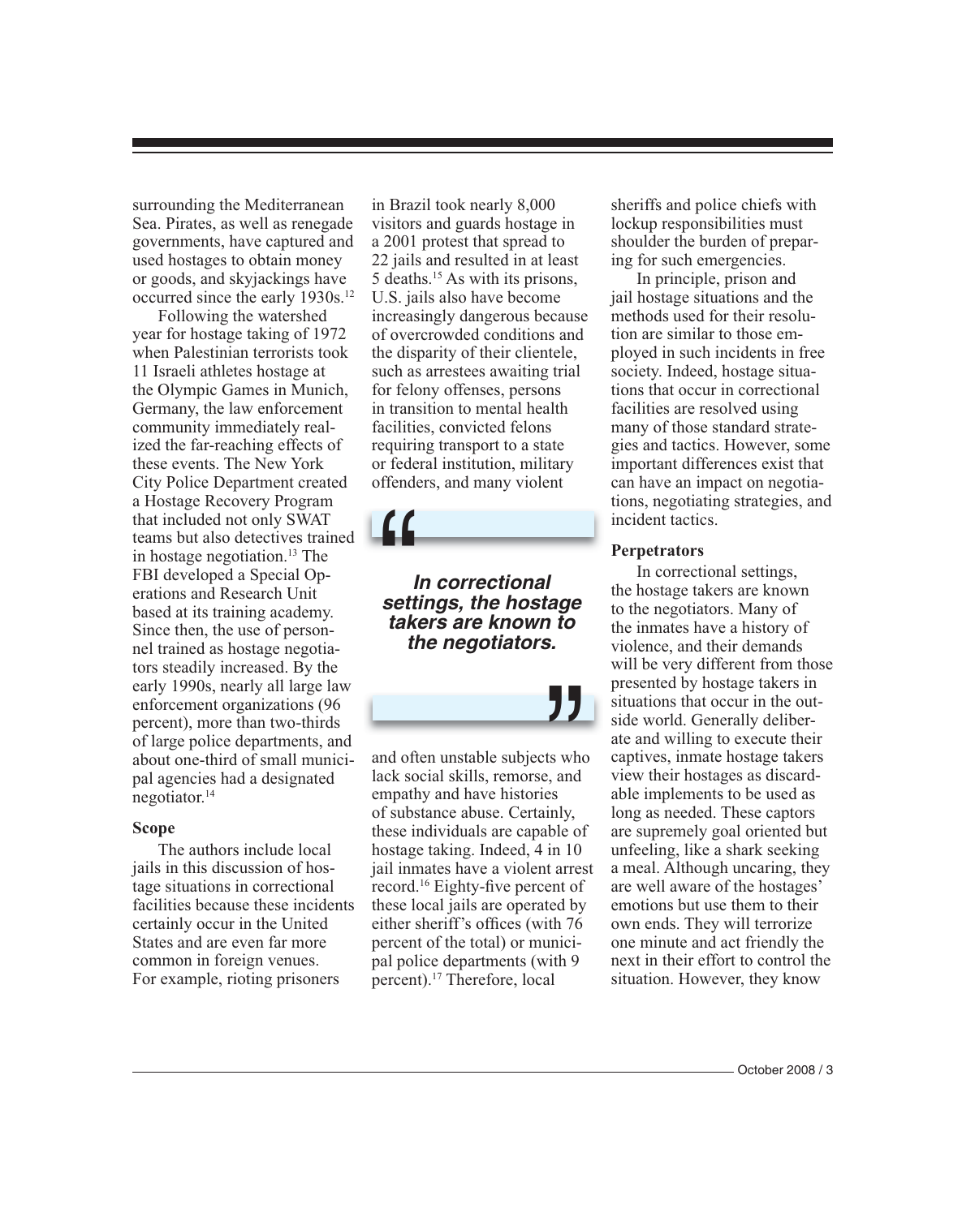surrounding the Mediterranean Sea. Pirates, as well as renegade governments, have captured and used hostages to obtain money or goods, and skyjackings have occurred since the early 1930s.[12]

Following the watershed year for hostage taking of 1972 when Palestinian terrorists took 11 Israeli athletes hostage at the Olympic Games in Munich, Germany, the law enforcement community immediately realized the far-reaching effects of these events. The New York City Police Department created a Hostage Recovery Program that included not only SWAT teams but also detectives trained in hostage negotiation.[13] The FBI developed a Special Operations and Research Unit based at its training academy. Since then, the use of personnel trained as hostage negotiators steadily increased. By the early 1990s, nearly all large law enforcement organizations (96 percent), more than two-thirds of large police departments, and about one-third of small municipal agencies had a designated negotiator.[14]

**Scope**

The authors include local jails in this discussion of hostage situations in correctional facilities because these incidents certainly occur in the United States and are even far more common in foreign venues. For example, rioting prisoners in Brazil took nearly 8,000 visitors and guards hostage in a 2001 protest that spread to 22 jails and resulted in at least 5 deaths.[15] As with its prisons, U.S. jails also have become increasingly dangerous because of overcrowded conditions and the disparity of their clientele, such as arrestees awaiting trial for felony offenses, persons in transition to mental health facilities, convicted felons requiring transport to a state or federal institution, military offenders, and many violent and often unstable subjects who lack social skills, remorse, and empathy and have histories of substance abuse. Certainly, these individuals are capable of hostage taking. Indeed, 4 in 10 jail inmates have a violent arrest record.[16] Eighty-five percent of these local jails are operated by either sheriff's offices (with 76 percent of the total) or municipal police departments (with 9 percent).[17] Therefore, local sheriffs and police chiefs with lockup responsibilities must shoulder the burden of preparing for such emergencies.

> ***In correctional settings, the hostage takers are known to the negotiators.***

In principle, prison and jail hostage situations and the methods used for their resolution are similar to those employed in such incidents in free society. Indeed, hostage situations that occur in correctional facilities are resolved using many of those standard strategies and tactics. However, some important differences exist that can have an impact on negotiations, negotiating strategies, and incident tactics.

**Perpetrators**

In correctional settings, the hostage takers are known to the negotiators. Many of the inmates have a history of violence, and their demands will be very different from those presented by hostage takers in situations that occur in the outside world. Generally deliberate and willing to execute their captives, inmate hostage takers view their hostages as discardable implements to be used as long as needed. These captors are supremely goal oriented but unfeeling, like a shark seeking a meal. Although uncaring, they are well aware of the hostages' emotions but use them to their own ends. They will terrorize one minute and act friendly the next in their effort to control the situation. However, they know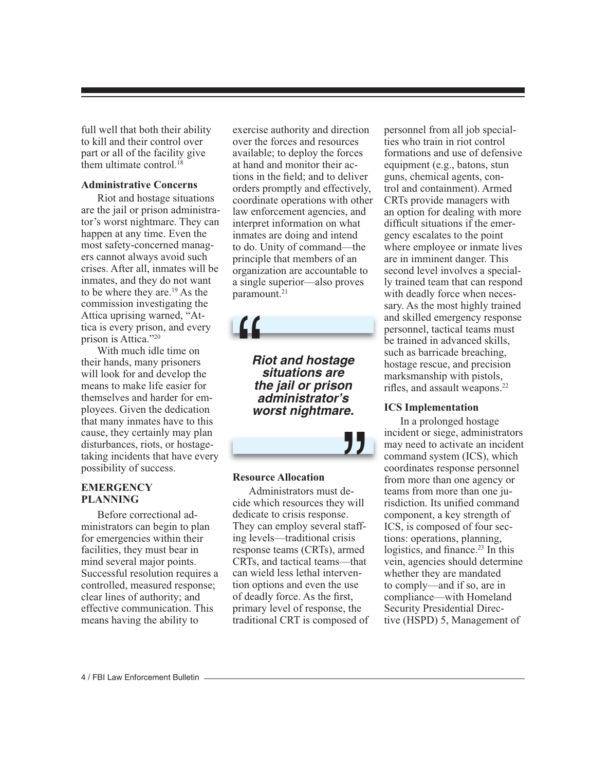full well that both their ability to kill and their control over part or all of the facility give them ultimate control.[18]

### Administrative Concerns

Riot and hostage situations are the jail or prison administrator's worst nightmare. They can happen at any time. Even the most safety-concerned managers cannot always avoid such crises. After all, inmates will be inmates, and they do not want to be where they are.[19] As the commission investigating the Attica uprising warned, "Attica is every prison, and every prison is Attica."[20]

With much idle time on their hands, many prisoners will look for and develop the means to make life easier for themselves and harder for employees. Given the dedication that many inmates have to this cause, they certainly may plan disturbances, riots, or hostage-taking incidents that have every possibility of success.

## EMERGENCY PLANNING

Before correctional administrators can begin to plan for emergencies within their facilities, they must bear in mind several major points. Successful resolution requires a controlled, measured response; clear lines of authority; and effective communication. This means having the ability to exercise authority and direction over the forces and resources available; to deploy the forces at hand and monitor their actions in the field; and to deliver orders promptly and effectively, coordinate operations with other law enforcement agencies, and interpret information on what inmates are doing and intend to do. Unity of command—the principle that members of an organization are accountable to a single superior—also proves paramount.[21]

> ***Riot and hostage situations are the jail or prison administrator's worst nightmare.***

### Resource Allocation

Administrators must decide which resources they will dedicate to crisis response. They can employ several staffing levels—traditional crisis response teams (CRTs), armed CRTs, and tactical teams—that can wield less lethal intervention options and even the use of deadly force. As the first, primary level of response, the traditional CRT is composed of personnel from all job specialties who train in riot control formations and use of defensive equipment (e.g., batons, stun guns, chemical agents, control and containment). Armed CRTs provide managers with an option for dealing with more difficult situations if the emergency escalates to the point where employee or inmate lives are in imminent danger. This second level involves a specially trained team that can respond with deadly force when necessary. As the most highly trained and skilled emergency response personnel, tactical teams must be trained in advanced skills, such as barricade breaching, hostage rescue, and precision marksmanship with pistols, rifles, and assault weapons.[22]

### ICS Implementation

In a prolonged hostage incident or siege, administrators may need to activate an incident command system (ICS), which coordinates response personnel from more than one agency or teams from more than one jurisdiction. Its unified command component, a key strength of ICS, is composed of four sections: operations, planning, logistics, and finance.[23] In this vein, agencies should determine whether they are mandated to comply—and if so, are in compliance—with Homeland Security Presidential Directive (HSPD) 5, Management of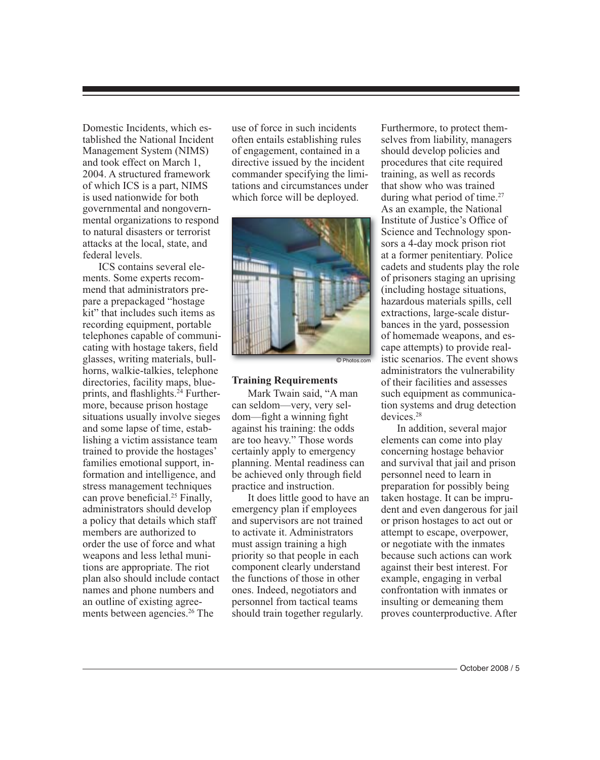Domestic Incidents, which established the National Incident Management System (NIMS) and took effect on March 1, 2004. A structured framework of which ICS is a part, NIMS is used nationwide for both governmental and nongovernmental organizations to respond to natural disasters or terrorist attacks at the local, state, and federal levels.

ICS contains several elements. Some experts recommend that administrators prepare a prepackaged "hostage kit" that includes such items as recording equipment, portable telephones capable of communicating with hostage takers, field glasses, writing materials, bullhorns, walkie-talkies, telephone directories, facility maps, blueprints, and flashlights.[24] Furthermore, because prison hostage situations usually involve sieges and some lapse of time, establishing a victim assistance team trained to provide the hostages' families emotional support, information and intelligence, and stress management techniques can prove beneficial.[25] Finally, administrators should develop a policy that details which staff members are authorized to order the use of force and what weapons and less lethal munitions are appropriate. The riot plan also should include contact names and phone numbers and an outline of existing agreements between agencies.[26] The use of force in such incidents often entails establishing rules of engagement, contained in a directive issued by the incident commander specifying the limitations and circumstances under which force will be deployed.

© Photos.com

### Training Requirements

Mark Twain said, "A man can seldom—very, very seldom—fight a winning fight against his training: the odds are too heavy." Those words certainly apply to emergency planning. Mental readiness can be achieved only through field practice and instruction.

It does little good to have an emergency plan if employees and supervisors are not trained to activate it. Administrators must assign training a high priority so that people in each component clearly understand the functions of those in other ones. Indeed, negotiators and personnel from tactical teams should train together regularly. Furthermore, to protect themselves from liability, managers should develop policies and procedures that cite required training, as well as records that show who was trained during what period of time.[27] As an example, the National Institute of Justice's Office of Science and Technology sponsors a 4-day mock prison riot at a former penitentiary. Police cadets and students play the role of prisoners staging an uprising (including hostage situations, hazardous materials spills, cell extractions, large-scale disturbances in the yard, possession of homemade weapons, and escape attempts) to provide realistic scenarios. The event shows administrators the vulnerability of their facilities and assesses such equipment as communication systems and drug detection devices.[28]

In addition, several major elements can come into play concerning hostage behavior and survival that jail and prison personnel need to learn in preparation for possibly being taken hostage. It can be imprudent and even dangerous for jail or prison hostages to act out or attempt to escape, overpower, or negotiate with the inmates because such actions can work against their best interest. For example, engaging in verbal confrontation with inmates or insulting or demeaning them proves counterproductive. After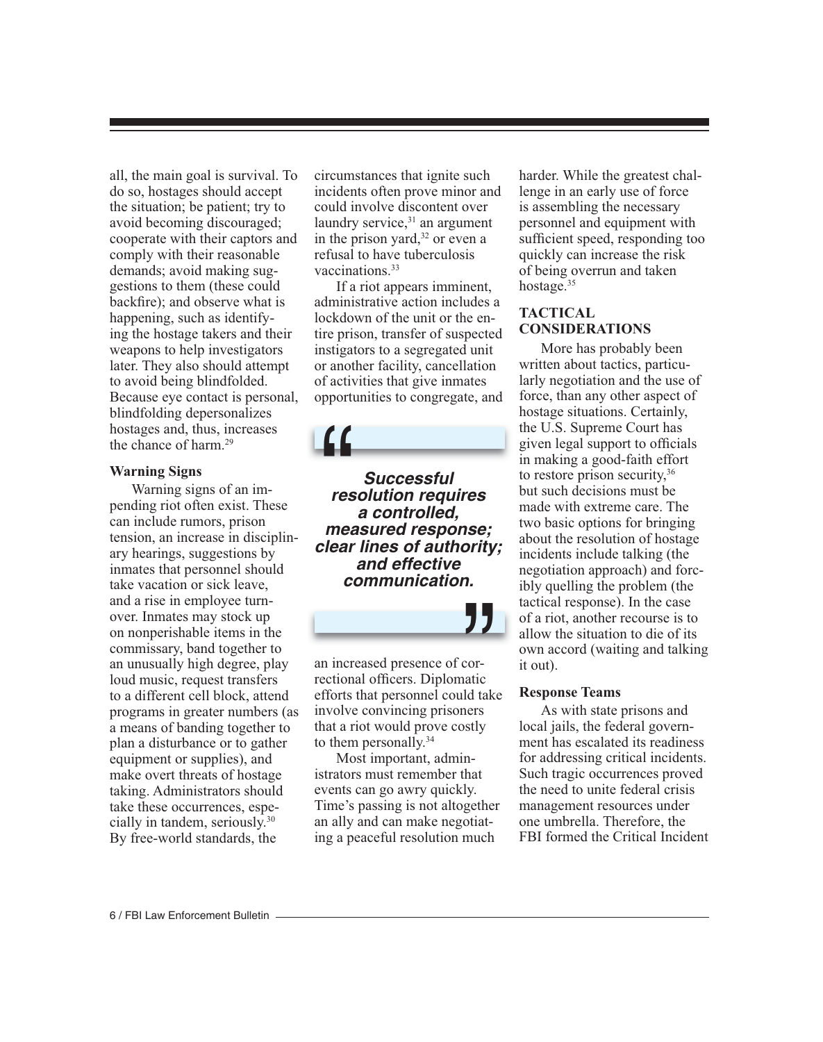all, the main goal is survival. To do so, hostages should accept the situation; be patient; try to avoid becoming discouraged; cooperate with their captors and comply with their reasonable demands; avoid making suggestions to them (these could backfire); and observe what is happening, such as identifying the hostage takers and their weapons to help investigators later. They also should attempt to avoid being blindfolded. Because eye contact is personal, blindfolding depersonalizes hostages and, thus, increases the chance of harm.[29]

#### Warning Signs

Warning signs of an impending riot often exist. These can include rumors, prison tension, an increase in disciplinary hearings, suggestions by inmates that personnel should take vacation or sick leave, and a rise in employee turnover. Inmates may stock up on nonperishable items in the commissary, band together to an unusually high degree, play loud music, request transfers to a different cell block, attend programs in greater numbers (as a means of banding together to plan a disturbance or to gather equipment or supplies), and make overt threats of hostage taking. Administrators should take these occurrences, especially in tandem, seriously.[30] By free-world standards, the circumstances that ignite such incidents often prove minor and could involve discontent over laundry service,[31] an argument in the prison yard,[32] or even a refusal to have tuberculosis vaccinations.[33]

If a riot appears imminent, administrative action includes a lockdown of the unit or the entire prison, transfer of suspected instigators to a segregated unit or another facility, cancellation of activities that give inmates opportunities to congregate, and an increased presence of correctional officers. Diplomatic efforts that personnel could take involve convincing prisoners that a riot would prove costly to them personally.[34]

> ***Successful resolution requires a controlled, measured response; clear lines of authority; and effective communication.***

Most important, administrators must remember that events can go awry quickly. Time's passing is not altogether an ally and can make negotiating a peaceful resolution much harder. While the greatest challenge in an early use of force is assembling the necessary personnel and equipment with sufficient speed, responding too quickly can increase the risk of being overrun and taken hostage.[35]

### TACTICAL CONSIDERATIONS

More has probably been written about tactics, particularly negotiation and the use of force, than any other aspect of hostage situations. Certainly, the U.S. Supreme Court has given legal support to officials in making a good-faith effort to restore prison security,[36] but such decisions must be made with extreme care. The two basic options for bringing about the resolution of hostage incidents include talking (the negotiation approach) and forcibly quelling the problem (the tactical response). In the case of a riot, another recourse is to allow the situation to die of its own accord (waiting and talking it out).

#### Response Teams

As with state prisons and local jails, the federal government has escalated its readiness for addressing critical incidents. Such tragic occurrences proved the need to unite federal crisis management resources under one umbrella. Therefore, the FBI formed the Critical Incident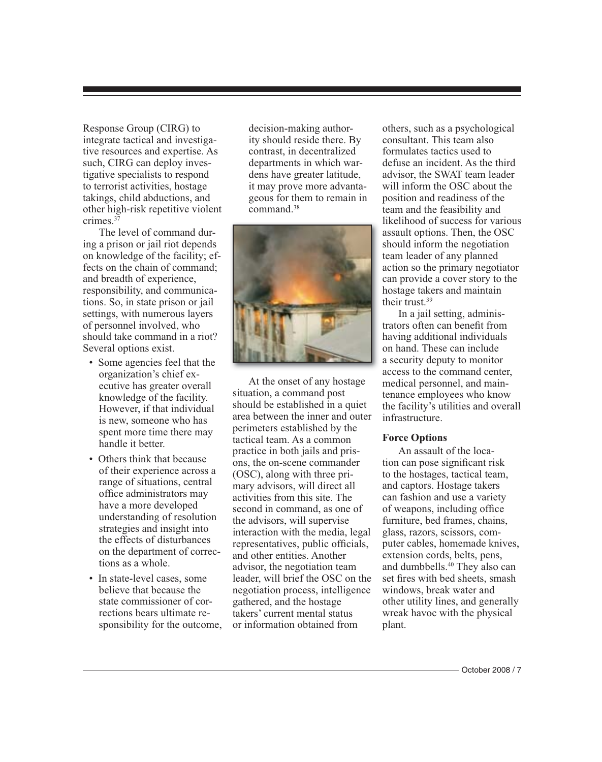Response Group (CIRG) to integrate tactical and investigative resources and expertise. As such, CIRG can deploy investigative specialists to respond to terrorist activities, hostage takings, child abductions, and other high-risk repetitive violent crimes.[37]

The level of command during a prison or jail riot depends on knowledge of the facility; effects on the chain of command; and breadth of experience, responsibility, and communications. So, in state prison or jail settings, with numerous layers of personnel involved, who should take command in a riot? Several options exist.

- Some agencies feel that the organization's chief executive has greater overall knowledge of the facility. However, if that individual is new, someone who has spent more time there may handle it better.
- Others think that because of their experience across a range of situations, central office administrators may have a more developed understanding of resolution strategies and insight into the effects of disturbances on the department of corrections as a whole.
- In state-level cases, some believe that because the state commissioner of corrections bears ultimate responsibility for the outcome, decision-making authority should reside there. By contrast, in decentralized departments in which wardens have greater latitude, it may prove more advantageous for them to remain in command.[38]

At the onset of any hostage situation, a command post should be established in a quiet area between the inner and outer perimeters established by the tactical team. As a common practice in both jails and prisons, the on-scene commander (OSC), along with three primary advisors, will direct all activities from this site. The second in command, as one of the advisors, will supervise interaction with the media, legal representatives, public officials, and other entities. Another advisor, the negotiation team leader, will brief the OSC on the negotiation process, intelligence gathered, and the hostage takers' current mental status or information obtained from others, such as a psychological consultant. This team also formulates tactics used to defuse an incident. As the third advisor, the SWAT team leader will inform the OSC about the position and readiness of the team and the feasibility and likelihood of success for various assault options. Then, the OSC should inform the negotiation team leader of any planned action so the primary negotiator can provide a cover story to the hostage takers and maintain their trust.[39]

In a jail setting, administrators often can benefit from having additional individuals on hand. These can include a security deputy to monitor access to the command center, medical personnel, and maintenance employees who know the facility's utilities and overall infrastructure.

**Force Options**

An assault of the location can pose significant risk to the hostages, tactical team, and captors. Hostage takers can fashion and use a variety of weapons, including office furniture, bed frames, chains, glass, razors, scissors, computer cables, homemade knives, extension cords, belts, pens, and dumbbells.[40] They also can set fires with bed sheets, smash windows, break water and other utility lines, and generally wreak havoc with the physical plant.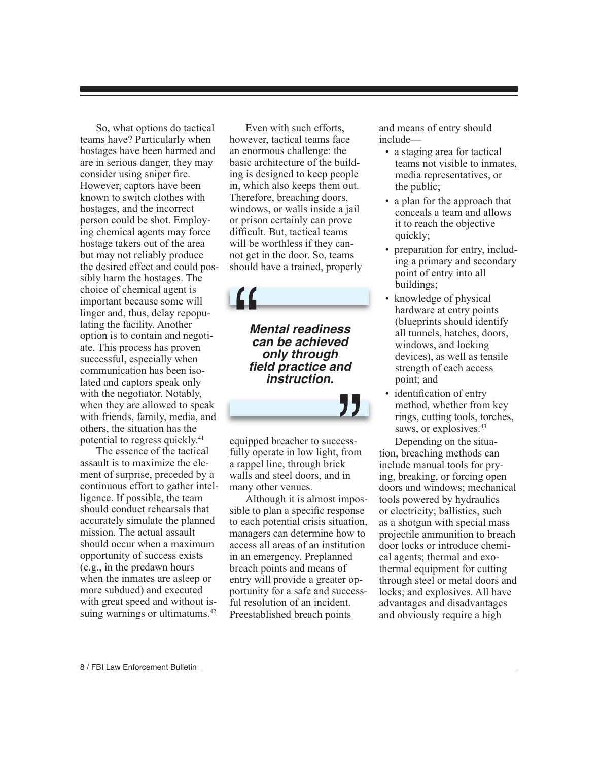So, what options do tactical teams have? Particularly when hostages have been harmed and are in serious danger, they may consider using sniper fire. However, captors have been known to switch clothes with hostages, and the incorrect person could be shot. Employing chemical agents may force hostage takers out of the area but may not reliably produce the desired effect and could possibly harm the hostages. The choice of chemical agent is important because some will linger and, thus, delay repopulating the facility. Another option is to contain and negotiate. This process has proven successful, especially when communication has been isolated and captors speak only with the negotiator. Notably, when they are allowed to speak with friends, family, media, and others, the situation has the potential to regress quickly.[41]

The essence of the tactical assault is to maximize the element of surprise, preceded by a continuous effort to gather intelligence. If possible, the team should conduct rehearsals that accurately simulate the planned mission. The actual assault should occur when a maximum opportunity of success exists (e.g., in the predawn hours when the inmates are asleep or more subdued) and executed with great speed and without issuing warnings or ultimatums.[42]

Even with such efforts, however, tactical teams face an enormous challenge: the basic architecture of the building is designed to keep people in, which also keeps them out. Therefore, breaching doors, windows, or walls inside a jail or prison certainly can prove difficult. But, tactical teams will be worthless if they cannot get in the door. So, teams should have a trained, properly equipped breacher to successfully operate in low light, from a rappel line, through brick walls and steel doors, and in many other venues.

> ***Mental readiness can be achieved only through field practice and instruction.***

Although it is almost impossible to plan a specific response to each potential crisis situation, managers can determine how to access all areas of an institution in an emergency. Preplanned breach points and means of entry will provide a greater opportunity for a safe and successful resolution of an incident. Preestablished breach points and means of entry should include—

- a staging area for tactical teams not visible to inmates, media representatives, or the public;
- a plan for the approach that conceals a team and allows it to reach the objective quickly;
- preparation for entry, including a primary and secondary point of entry into all buildings;
- knowledge of physical hardware at entry points (blueprints should identify all tunnels, hatches, doors, windows, and locking devices), as well as tensile strength of each access point; and
- identification of entry method, whether from key rings, cutting tools, torches, saws, or explosives.[43]

Depending on the situation, breaching methods can include manual tools for prying, breaking, or forcing open doors and windows; mechanical tools powered by hydraulics or electricity; ballistics, such as a shotgun with special mass projectile ammunition to breach door locks or introduce chemical agents; thermal and exothermal equipment for cutting through steel or metal doors and locks; and explosives. All have advantages and disadvantages and obviously require a high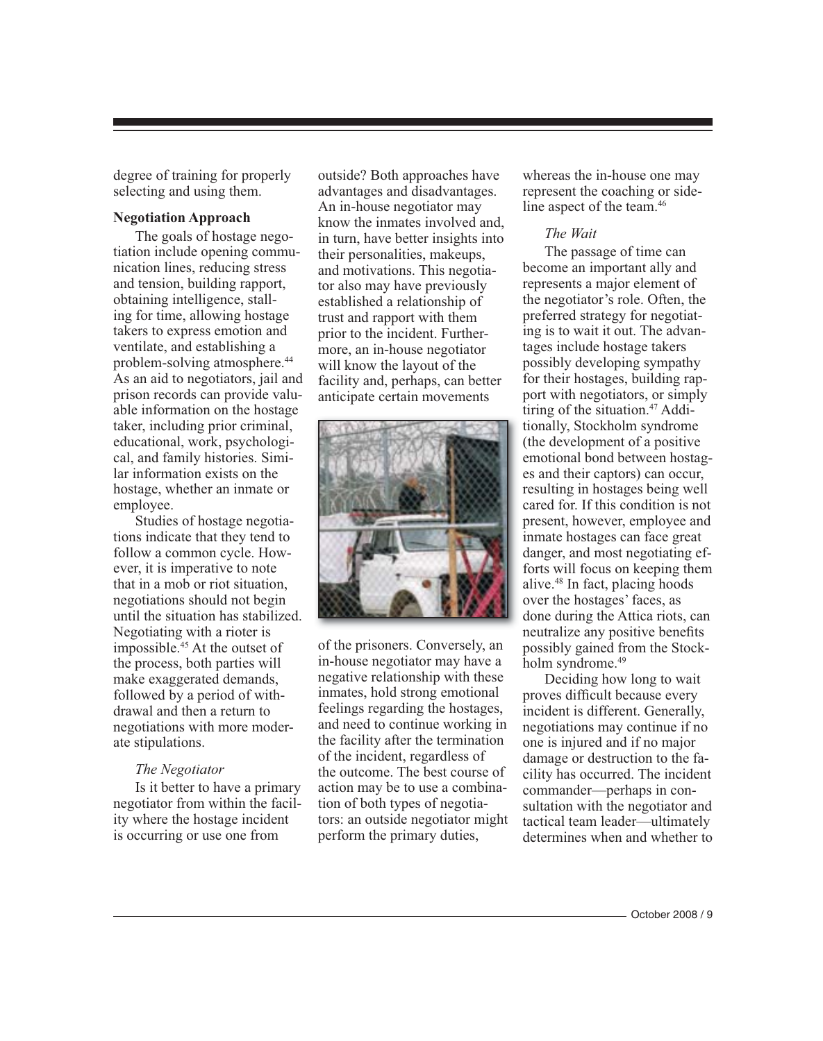degree of training for properly selecting and using them.

**Negotiation Approach**

The goals of hostage negotiation include opening communication lines, reducing stress and tension, building rapport, obtaining intelligence, stalling for time, allowing hostage takers to express emotion and ventilate, and establishing a problem-solving atmosphere.[44] As an aid to negotiators, jail and prison records can provide valuable information on the hostage taker, including prior criminal, educational, work, psychological, and family histories. Similar information exists on the hostage, whether an inmate or employee.

Studies of hostage negotiations indicate that they tend to follow a common cycle. However, it is imperative to note that in a mob or riot situation, negotiations should not begin until the situation has stabilized. Negotiating with a rioter is impossible.[45] At the outset of the process, both parties will make exaggerated demands, followed by a period of withdrawal and then a return to negotiations with more moderate stipulations.

*The Negotiator*

Is it better to have a primary negotiator from within the facility where the hostage incident is occurring or use one from outside? Both approaches have advantages and disadvantages. An in-house negotiator may know the inmates involved and, in turn, have better insights into their personalities, makeups, and motivations. This negotiator also may have previously established a relationship of trust and rapport with them prior to the incident. Furthermore, an in-house negotiator will know the layout of the facility and, perhaps, can better anticipate certain movements of the prisoners. Conversely, an in-house negotiator may have a negative relationship with these inmates, hold strong emotional feelings regarding the hostages, and need to continue working in the facility after the termination of the incident, regardless of the outcome. The best course of action may be to use a combination of both types of negotiators: an outside negotiator might perform the primary duties, whereas the in-house one may represent the coaching or sideline aspect of the team.[46]

*The Wait*

The passage of time can become an important ally and represents a major element of the negotiator's role. Often, the preferred strategy for negotiating is to wait it out. The advantages include hostage takers possibly developing sympathy for their hostages, building rapport with negotiators, or simply tiring of the situation.[47] Additionally, Stockholm syndrome (the development of a positive emotional bond between hostages and their captors) can occur, resulting in hostages being well cared for. If this condition is not present, however, employee and inmate hostages can face great danger, and most negotiating efforts will focus on keeping them alive.[48] In fact, placing hoods over the hostages' faces, as done during the Attica riots, can neutralize any positive benefits possibly gained from the Stockholm syndrome.[49]

Deciding how long to wait proves difficult because every incident is different. Generally, negotiations may continue if no one is injured and if no major damage or destruction to the facility has occurred. The incident commander—perhaps in consultation with the negotiator and tactical team leader—ultimately determines when and whether to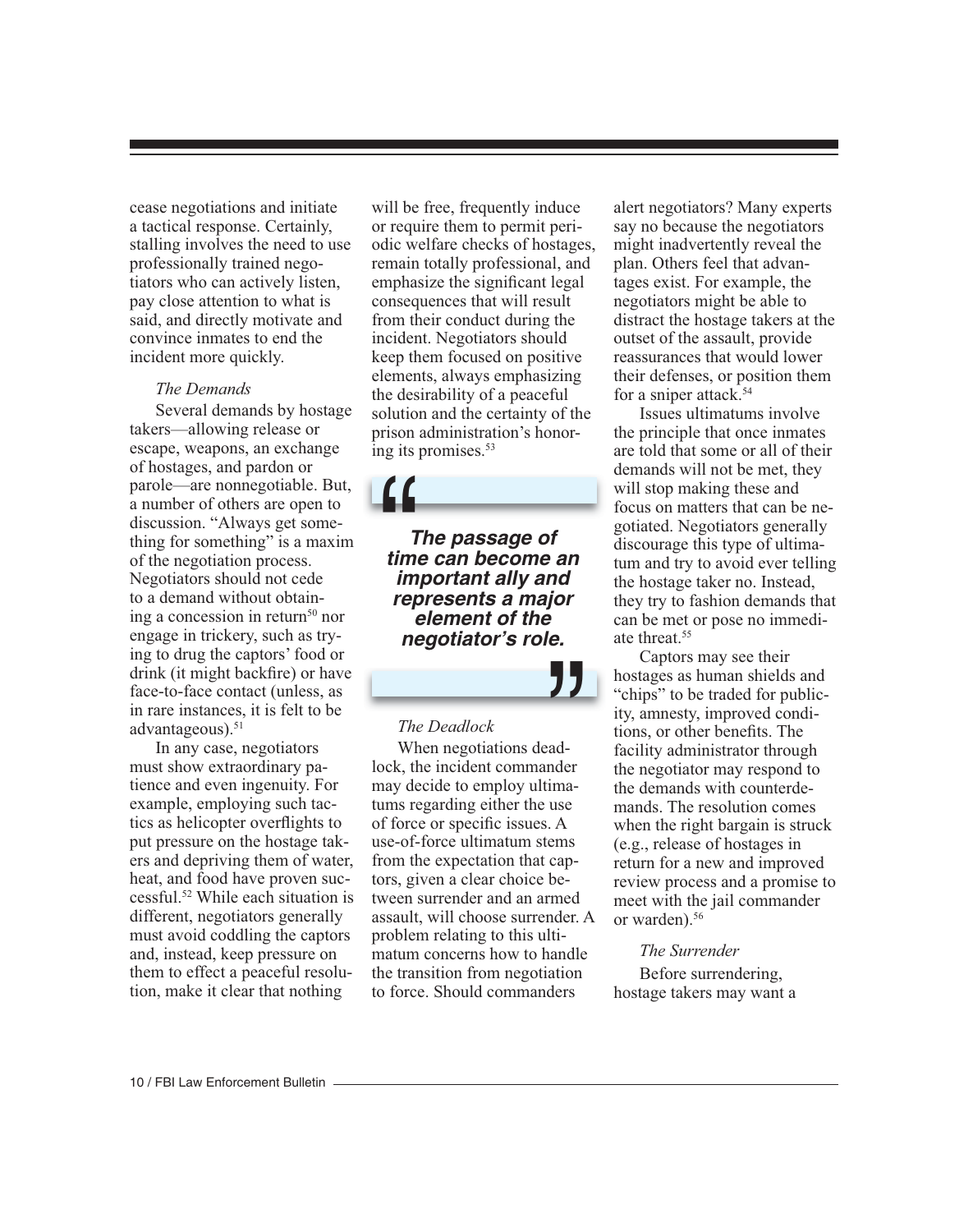cease negotiations and initiate a tactical response. Certainly, stalling involves the need to use professionally trained negotiators who can actively listen, pay close attention to what is said, and directly motivate and convince inmates to end the incident more quickly.

*The Demands*

Several demands by hostage takers—allowing release or escape, weapons, an exchange of hostages, and pardon or parole—are nonnegotiable. But, a number of others are open to discussion. "Always get something for something" is a maxim of the negotiation process. Negotiators should not cede to a demand without obtaining a concession in return[50] nor engage in trickery, such as trying to drug the captors' food or drink (it might backfire) or have face-to-face contact (unless, as in rare instances, it is felt to be advantageous).[51]

In any case, negotiators must show extraordinary patience and even ingenuity. For example, employing such tactics as helicopter overflights to put pressure on the hostage takers and depriving them of water, heat, and food have proven successful.[52] While each situation is different, negotiators generally must avoid coddling the captors and, instead, keep pressure on them to effect a peaceful resolution, make it clear that nothing will be free, frequently induce or require them to permit periodic welfare checks of hostages, remain totally professional, and emphasize the significant legal consequences that will result from their conduct during the incident. Negotiators should keep them focused on positive elements, always emphasizing the desirability of a peaceful solution and the certainty of the prison administration's honoring its promises.[53]

> ***The passage of time can become an important ally and represents a major element of the negotiator's role.***

*The Deadlock*

When negotiations deadlock, the incident commander may decide to employ ultimatums regarding either the use of force or specific issues. A use-of-force ultimatum stems from the expectation that captors, given a clear choice between surrender and an armed assault, will choose surrender. A problem relating to this ultimatum concerns how to handle the transition from negotiation to force. Should commanders alert negotiators? Many experts say no because the negotiators might inadvertently reveal the plan. Others feel that advantages exist. For example, the negotiators might be able to distract the hostage takers at the outset of the assault, provide reassurances that would lower their defenses, or position them for a sniper attack.[54]

Issues ultimatums involve the principle that once inmates are told that some or all of their demands will not be met, they will stop making these and focus on matters that can be negotiated. Negotiators generally discourage this type of ultimatum and try to avoid ever telling the hostage taker no. Instead, they try to fashion demands that can be met or pose no immediate threat.[55]

Captors may see their hostages as human shields and "chips" to be traded for publicity, amnesty, improved conditions, or other benefits. The facility administrator through the negotiator may respond to the demands with counterdemands. The resolution comes when the right bargain is struck (e.g., release of hostages in return for a new and improved review process and a promise to meet with the jail commander or warden).[56]

*The Surrender*

Before surrendering, hostage takers may want a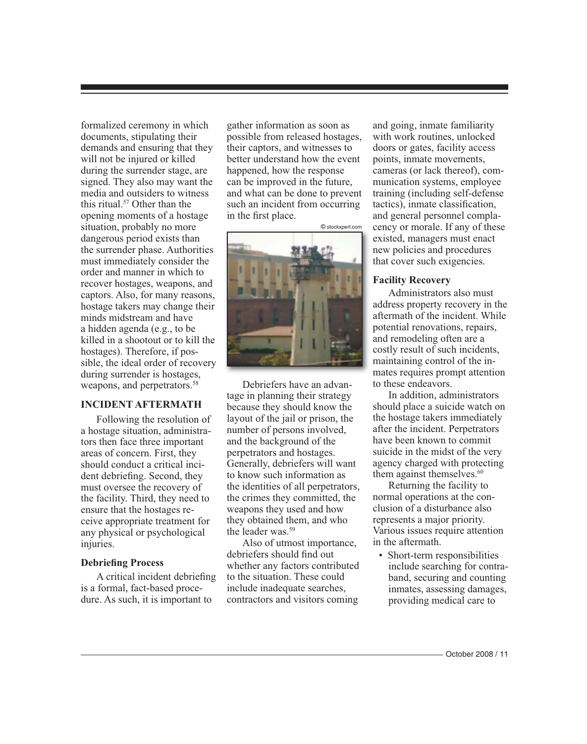formalized ceremony in which documents, stipulating their demands and ensuring that they will not be injured or killed during the surrender stage, are signed. They also may want the media and outsiders to witness this ritual.[57] Other than the opening moments of a hostage situation, probably no more dangerous period exists than the surrender phase. Authorities must immediately consider the order and manner in which to recover hostages, weapons, and captors. Also, for many reasons, hostage takers may change their minds midstream and have a hidden agenda (e.g., to be killed in a shootout or to kill the hostages). Therefore, if possible, the ideal order of recovery during surrender is hostages, weapons, and perpetrators.[58]

## INCIDENT AFTERMATH

Following the resolution of a hostage situation, administrators then face three important areas of concern. First, they should conduct a critical incident debriefing. Second, they must oversee the recovery of the facility. Third, they need to ensure that the hostages receive appropriate treatment for any physical or psychological injuries.

### Debriefing Process

A critical incident debriefing is a formal, fact-based procedure. As such, it is important to gather information as soon as possible from released hostages, their captors, and witnesses to better understand how the event happened, how the response can be improved in the future, and what can be done to prevent such an incident from occurring in the first place.

Debriefers have an advantage in planning their strategy because they should know the layout of the jail or prison, the number of persons involved, and the background of the perpetrators and hostages. Generally, debriefers will want to know such information as the identities of all perpetrators, the crimes they committed, the weapons they used and how they obtained them, and who the leader was.[59]

Also of utmost importance, debriefers should find out whether any factors contributed to the situation. These could include inadequate searches, contractors and visitors coming and going, inmate familiarity with work routines, unlocked doors or gates, facility access points, inmate movements, cameras (or lack thereof), communication systems, employee training (including self-defense tactics), inmate classification, and general personnel complacency or morale. If any of these existed, managers must enact new policies and procedures that cover such exigencies.

### Facility Recovery

Administrators also must address property recovery in the aftermath of the incident. While potential renovations, repairs, and remodeling often are a costly result of such incidents, maintaining control of the inmates requires prompt attention to these endeavors.

In addition, administrators should place a suicide watch on the hostage takers immediately after the incident. Perpetrators have been known to commit suicide in the midst of the very agency charged with protecting them against themselves.[60]

Returning the facility to normal operations at the conclusion of a disturbance also represents a major priority. Various issues require attention in the aftermath.

- Short-term responsibilities include searching for contraband, securing and counting inmates, assessing damages, providing medical care to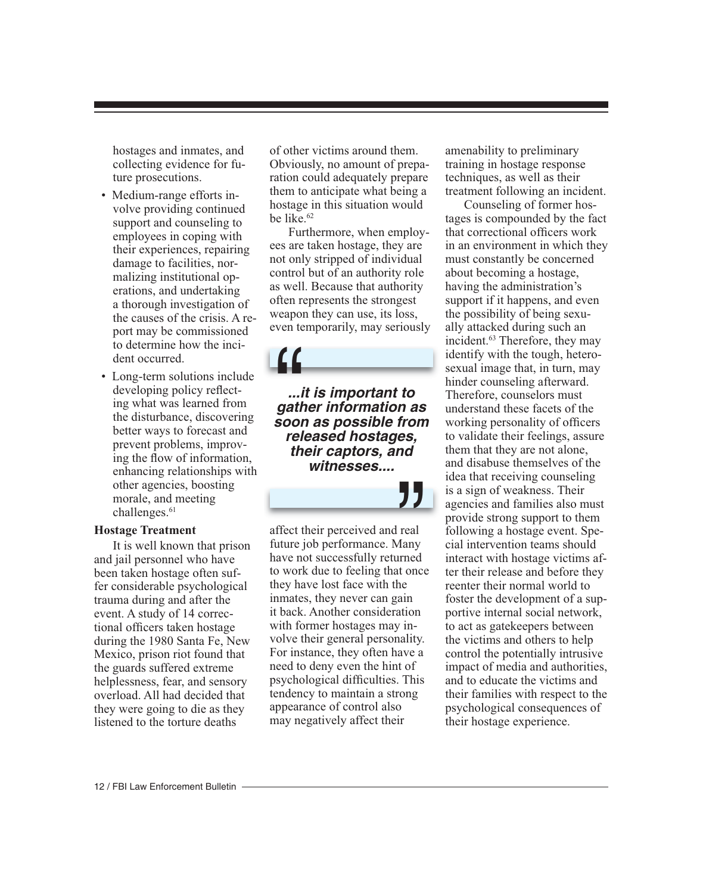hostages and inmates, and collecting evidence for future prosecutions.

- Medium-range efforts involve providing continued support and counseling to employees in coping with their experiences, repairing damage to facilities, normalizing institutional operations, and undertaking a thorough investigation of the causes of the crisis. A report may be commissioned to determine how the incident occurred.
- Long-term solutions include developing policy reflecting what was learned from the disturbance, discovering better ways to forecast and prevent problems, improving the flow of information, enhancing relationships with other agencies, boosting morale, and meeting challenges.[61]

**Hostage Treatment**

It is well known that prison and jail personnel who have been taken hostage often suffer considerable psychological trauma during and after the event. A study of 14 correctional officers taken hostage during the 1980 Santa Fe, New Mexico, prison riot found that the guards suffered extreme helplessness, fear, and sensory overload. All had decided that they were going to die as they listened to the torture deaths of other victims around them. Obviously, no amount of preparation could adequately prepare them to anticipate what being a hostage in this situation would be like.[62]

Furthermore, when employees are taken hostage, they are not only stripped of individual control but of an authority role as well. Because that authority often represents the strongest weapon they can use, its loss, even temporarily, may seriously affect their perceived and real future job performance. Many have not successfully returned to work due to feeling that once they have lost face with the inmates, they never can gain it back. Another consideration with former hostages may involve their general personality. For instance, they often have a need to deny even the hint of psychological difficulties. This tendency to maintain a strong appearance of control also may negatively affect their amenability to preliminary training in hostage response techniques, as well as their treatment following an incident.

> ***...it is important to gather information as soon as possible from released hostages, their captors, and witnesses....***

Counseling of former hostages is compounded by the fact that correctional officers work in an environment in which they must constantly be concerned about becoming a hostage, having the administration's support if it happens, and even the possibility of being sexually attacked during such an incident.[63] Therefore, they may identify with the tough, heterosexual image that, in turn, may hinder counseling afterward. Therefore, counselors must understand these facets of the working personality of officers to validate their feelings, assure them that they are not alone, and disabuse themselves of the idea that receiving counseling is a sign of weakness. Their agencies and families also must provide strong support to them following a hostage event. Special intervention teams should interact with hostage victims after their release and before they reenter their normal world to foster the development of a supportive internal social network, to act as gatekeepers between the victims and others to help control the potentially intrusive impact of media and authorities, and to educate the victims and their families with respect to the psychological consequences of their hostage experience.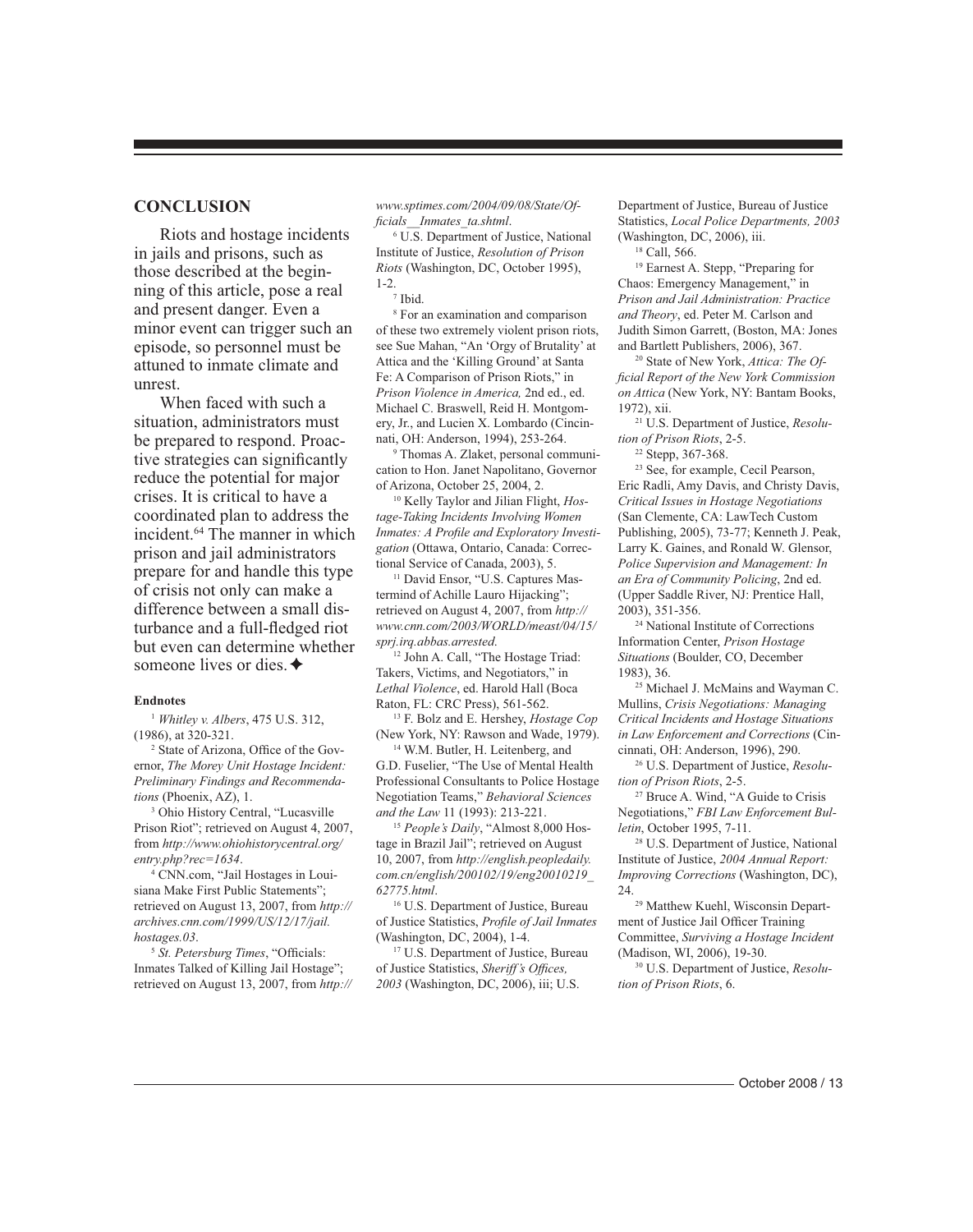## CONCLUSION

Riots and hostage incidents in jails and prisons, such as those described at the beginning of this article, pose a real and present danger. Even a minor event can trigger such an episode, so personnel must be attuned to inmate climate and unrest.

When faced with such a situation, administrators must be prepared to respond. Proactive strategies can significantly reduce the potential for major crises. It is critical to have a coordinated plan to address the incident.[64] The manner in which prison and jail administrators prepare for and handle this type of crisis not only can make a difference between a small disturbance and a full-fledged riot but even can determine whether someone lives or dies.✦

#### Endnotes

[1] *Whitley v. Albers*, 475 U.S. 312, (1986), at 320-321.

[2] State of Arizona, Office of the Governor, *The Morey Unit Hostage Incident: Preliminary Findings and Recommendations* (Phoenix, AZ), 1.

[3] Ohio History Central, "Lucasville Prison Riot"; retrieved on August 4, 2007, from *http://www.ohiohistorycentral.org/entry.php?rec=1634*.

[4] CNN.com, "Jail Hostages in Louisiana Make First Public Statements"; retrieved on August 13, 2007, from *http://archives.cnn.com/1999/US/12/17/jail.hostages.03*.

[5] *St. Petersburg Times*, "Officials: Inmates Talked of Killing Jail Hostage"; retrieved on August 13, 2007, from *http://www.sptimes.com/2004/09/08/State/Officials__Inmates_ta.shtml*.

[6] U.S. Department of Justice, National Institute of Justice, *Resolution of Prison Riots* (Washington, DC, October 1995), 1-2.

[7] Ibid.

[8] For an examination and comparison of these two extremely violent prison riots, see Sue Mahan, "An 'Orgy of Brutality' at Attica and the 'Killing Ground' at Santa Fe: A Comparison of Prison Riots," in *Prison Violence in America,* 2nd ed., ed. Michael C. Braswell, Reid H. Montgomery, Jr., and Lucien X. Lombardo (Cincinnati, OH: Anderson, 1994), 253-264.

[9] Thomas A. Zlaket, personal communication to Hon. Janet Napolitano, Governor of Arizona, October 25, 2004, 2.

[10] Kelly Taylor and Jilian Flight, *Hostage-Taking Incidents Involving Women Inmates: A Profile and Exploratory Investigation* (Ottawa, Ontario, Canada: Correctional Service of Canada, 2003), 5.

[11] David Ensor, "U.S. Captures Mastermind of Achille Lauro Hijacking"; retrieved on August 4, 2007, from *http://www.cnn.com/2003/WORLD/meast/04/15/sprj.irq.abbas.arrested*.

[12] John A. Call, "The Hostage Triad: Takers, Victims, and Negotiators," in *Lethal Violence*, ed. Harold Hall (Boca Raton, FL: CRC Press), 561-562.

[13] F. Bolz and E. Hershey, *Hostage Cop* (New York, NY: Rawson and Wade, 1979).

[14] W.M. Butler, H. Leitenberg, and G.D. Fuselier, "The Use of Mental Health Professional Consultants to Police Hostage Negotiation Teams," *Behavioral Sciences and the Law* 11 (1993): 213-221.

[15] *People's Daily*, "Almost 8,000 Hostage in Brazil Jail"; retrieved on August 10, 2007, from *http://english.peopledaily.com.cn/english/200102/19/eng20010219_62775.html*.

[16] U.S. Department of Justice, Bureau of Justice Statistics, *Profile of Jail Inmates* (Washington, DC, 2004), 1-4.

[17] U.S. Department of Justice, Bureau of Justice Statistics, *Sheriff's Offices, 2003* (Washington, DC, 2006), iii; U.S. Department of Justice, Bureau of Justice Statistics, *Local Police Departments, 2003* (Washington, DC, 2006), iii.

[18] Call, 566.

[19] Earnest A. Stepp, "Preparing for Chaos: Emergency Management," in *Prison and Jail Administration: Practice and Theory*, ed. Peter M. Carlson and Judith Simon Garrett, (Boston, MA: Jones and Bartlett Publishers, 2006), 367.

[20] State of New York, *Attica: The Official Report of the New York Commission on Attica* (New York, NY: Bantam Books, 1972), xii.

[21] U.S. Department of Justice, *Resolution of Prison Riots*, 2-5.

[22] Stepp, 367-368.

[23] See, for example, Cecil Pearson, Eric Radli, Amy Davis, and Christy Davis, *Critical Issues in Hostage Negotiations* (San Clemente, CA: LawTech Custom Publishing, 2005), 73-77; Kenneth J. Peak, Larry K. Gaines, and Ronald W. Glensor, *Police Supervision and Management: In an Era of Community Policing*, 2nd ed. (Upper Saddle River, NJ: Prentice Hall, 2003), 351-356.

[24] National Institute of Corrections Information Center, *Prison Hostage Situations* (Boulder, CO, December 1983), 36.

[25] Michael J. McMains and Wayman C. Mullins, *Crisis Negotiations: Managing Critical Incidents and Hostage Situations in Law Enforcement and Corrections* (Cincinnati, OH: Anderson, 1996), 290.

[26] U.S. Department of Justice, *Resolution of Prison Riots*, 2-5.

[27] Bruce A. Wind, "A Guide to Crisis Negotiations," *FBI Law Enforcement Bulletin*, October 1995, 7-11.

[28] U.S. Department of Justice, National Institute of Justice, *2004 Annual Report: Improving Corrections* (Washington, DC), 24.

[29] Matthew Kuehl, Wisconsin Department of Justice Jail Officer Training Committee, *Surviving a Hostage Incident* (Madison, WI, 2006), 19-30.

[30] U.S. Department of Justice, *Resolution of Prison Riots*, 6.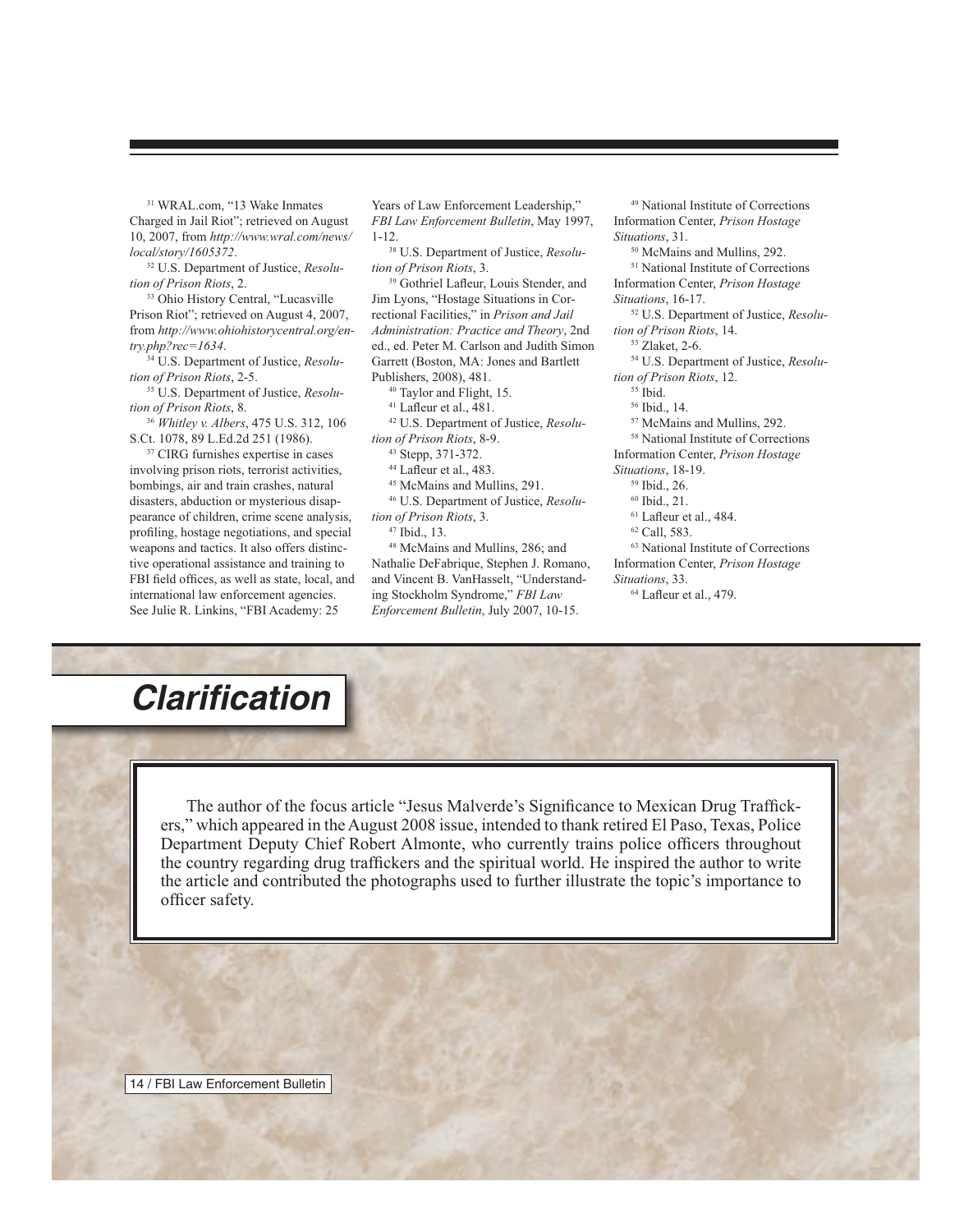[31] WRAL.com, "13 Wake Inmates Charged in Jail Riot"; retrieved on August 10, 2007, from *http://www.wral.com/news/local/story/1605372*.

[32] U.S. Department of Justice, *Resolution of Prison Riots*, 2.

[33] Ohio History Central, "Lucasville Prison Riot"; retrieved on August 4, 2007, from *http://www.ohiohistorycentral.org/entry.php?rec=1634*.

[34] U.S. Department of Justice, *Resolution of Prison Riots*, 2-5.

[35] U.S. Department of Justice, *Resolution of Prison Riots*, 8.

[36] *Whitley v. Albers*, 475 U.S. 312, 106 S.Ct. 1078, 89 L.Ed.2d 251 (1986).

[37] CIRG furnishes expertise in cases involving prison riots, terrorist activities, bombings, air and train crashes, natural disasters, abduction or mysterious disappearance of children, crime scene analysis, profiling, hostage negotiations, and special weapons and tactics. It also offers distinctive operational assistance and training to FBI field offices, as well as state, local, and international law enforcement agencies. See Julie R. Linkins, "FBI Academy: 25 Years of Law Enforcement Leadership," *FBI Law Enforcement Bulletin*, May 1997, 1-12.

[38] U.S. Department of Justice, *Resolution of Prison Riots*, 3.

[39] Gothriel Lafleur, Louis Stender, and Jim Lyons, "Hostage Situations in Correctional Facilities," in *Prison and Jail Administration: Practice and Theory*, 2nd ed., ed. Peter M. Carlson and Judith Simon Garrett (Boston, MA: Jones and Bartlett Publishers, 2008), 481.

[40] Taylor and Flight, 15.

[41] Lafleur et al., 481.

[42] U.S. Department of Justice, *Resolution of Prison Riots*, 8-9.

[43] Stepp, 371-372.

[44] Lafleur et al., 483.

[45] McMains and Mullins, 291.

[46] U.S. Department of Justice, *Resolution of Prison Riots*, 3.

[47] Ibid., 13.

[48] McMains and Mullins, 286; and Nathalie DeFabrique, Stephen J. Romano, and Vincent B. VanHasselt, "Understanding Stockholm Syndrome," *FBI Law Enforcement Bulletin*, July 2007, 10-15.

[49] National Institute of Corrections Information Center, *Prison Hostage Situations*, 31.

[50] McMains and Mullins, 292.

[51] National Institute of Corrections Information Center, *Prison Hostage Situations*, 16-17.

[52] U.S. Department of Justice, *Resolution of Prison Riots*, 14.

[53] Zlaket, 2-6.

[54] U.S. Department of Justice, *Resolution of Prison Riots*, 12.

[55] Ibid.

[56] Ibid., 14.

[57] McMains and Mullins, 292.

[58] National Institute of Corrections Information Center, *Prison Hostage Situations*, 18-19.

[59] Ibid., 26.

[60] Ibid., 21.

[61] Lafleur et al., 484.

[62] Call, 583.

[63] National Institute of Corrections Information Center, *Prison Hostage Situations*, 33.

[64] Lafleur et al., 479.

## Clarification

The author of the focus article "Jesus Malverde's Significance to Mexican Drug Traffickers," which appeared in the August 2008 issue, intended to thank retired El Paso, Texas, Police Department Deputy Chief Robert Almonte, who currently trains police officers throughout the country regarding drug traffickers and the spiritual world. He inspired the author to write the article and contributed the photographs used to further illustrate the topic's importance to officer safety.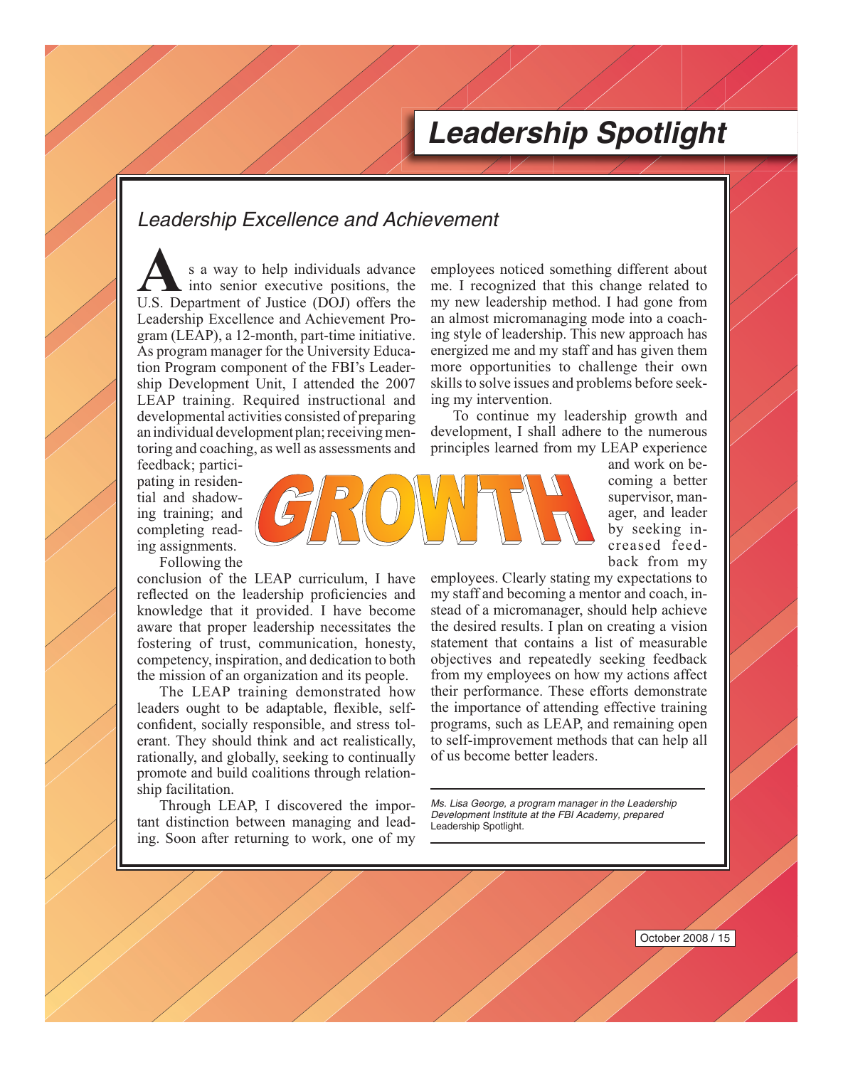# Leadership Spotlight

## Leadership Excellence and Achievement

As a way to help individuals advance into senior executive positions, the U.S. Department of Justice (DOJ) offers the Leadership Excellence and Achievement Program (LEAP), a 12-month, part-time initiative. As program manager for the University Education Program component of the FBI's Leadership Development Unit, I attended the 2007 LEAP training. Required instructional and developmental activities consisted of preparing an individual development plan; receiving mentoring and coaching, as well as assessments and feedback; participating in residential and shadowing training; and completing reading assignments.

Following the conclusion of the LEAP curriculum, I have reflected on the leadership proficiencies and knowledge that it provided. I have become aware that proper leadership necessitates the fostering of trust, communication, honesty, competency, inspiration, and dedication to both the mission of an organization and its people.

The LEAP training demonstrated how leaders ought to be adaptable, flexible, self-confident, socially responsible, and stress tolerant. They should think and act realistically, rationally, and globally, seeking to continually promote and build coalitions through relationship facilitation.

Through LEAP, I discovered the important distinction between managing and leading. Soon after returning to work, one of my employees noticed something different about me. I recognized that this change related to my new leadership method. I had gone from an almost micromanaging mode into a coaching style of leadership. This new approach has energized me and my staff and has given them more opportunities to challenge their own skills to solve issues and problems before seeking my intervention.

To continue my leadership growth and development, I shall adhere to the numerous principles learned from my LEAP experience and work on becoming a better supervisor, manager, and leader by seeking increased feedback from my employees. Clearly stating my expectations to my staff and becoming a mentor and coach, instead of a micromanager, should help achieve the desired results. I plan on creating a vision statement that contains a list of measurable objectives and repeatedly seeking feedback from my employees on how my actions affect their performance. These efforts demonstrate the importance of attending effective training programs, such as LEAP, and remaining open to self-improvement methods that can help all of us become better leaders.

GROWTH

---

*Ms. Lisa George, a program manager in the Leadership Development Institute at the FBI Academy, prepared* Leadership Spotlight.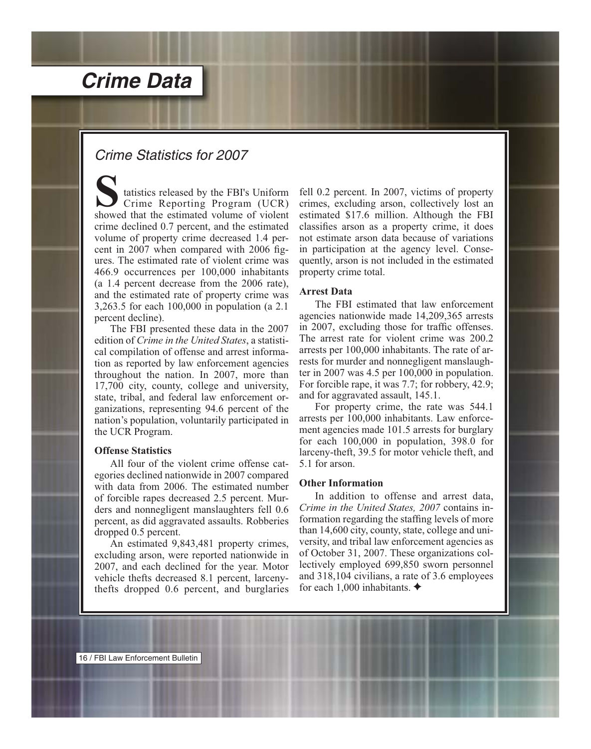# Crime Data

## Crime Statistics for 2007

Statistics released by the FBI's Uniform Crime Reporting Program (UCR) showed that the estimated volume of violent crime declined 0.7 percent, and the estimated volume of property crime decreased 1.4 percent in 2007 when compared with 2006 figures. The estimated rate of violent crime was 466.9 occurrences per 100,000 inhabitants (a 1.4 percent decrease from the 2006 rate), and the estimated rate of property crime was 3,263.5 for each 100,000 in population (a 2.1 percent decline).

The FBI presented these data in the 2007 edition of *Crime in the United States*, a statistical compilation of offense and arrest information as reported by law enforcement agencies throughout the nation. In 2007, more than 17,700 city, county, college and university, state, tribal, and federal law enforcement organizations, representing 94.6 percent of the nation's population, voluntarily participated in the UCR Program.

### Offense Statistics

All four of the violent crime offense categories declined nationwide in 2007 compared with data from 2006. The estimated number of forcible rapes decreased 2.5 percent. Murders and nonnegligent manslaughters fell 0.6 percent, as did aggravated assaults. Robberies dropped 0.5 percent.

An estimated 9,843,481 property crimes, excluding arson, were reported nationwide in 2007, and each declined for the year. Motor vehicle thefts decreased 8.1 percent, larceny-thefts dropped 0.6 percent, and burglaries fell 0.2 percent. In 2007, victims of property crimes, excluding arson, collectively lost an estimated $17.6 million. Although the FBI classifies arson as a property crime, it does not estimate arson data because of variations in participation at the agency level. Consequently, arson is not included in the estimated property crime total.

### Arrest Data

The FBI estimated that law enforcement agencies nationwide made 14,209,365 arrests in 2007, excluding those for traffic offenses. The arrest rate for violent crime was 200.2 arrests per 100,000 inhabitants. The rate of arrests for murder and nonnegligent manslaughter in 2007 was 4.5 per 100,000 in population. For forcible rape, it was 7.7; for robbery, 42.9; and for aggravated assault, 145.1.

For property crime, the rate was 544.1 arrests per 100,000 inhabitants. Law enforcement agencies made 101.5 arrests for burglary for each 100,000 in population, 398.0 for larceny-theft, 39.5 for motor vehicle theft, and 5.1 for arson.

### Other Information

In addition to offense and arrest data, *Crime in the United States, 2007* contains information regarding the staffing levels of more than 14,600 city, county, state, college and university, and tribal law enforcement agencies as of October 31, 2007. These organizations collectively employed 699,850 sworn personnel and 318,104 civilians, a rate of 3.6 employees for each 1,000 inhabitants. ✦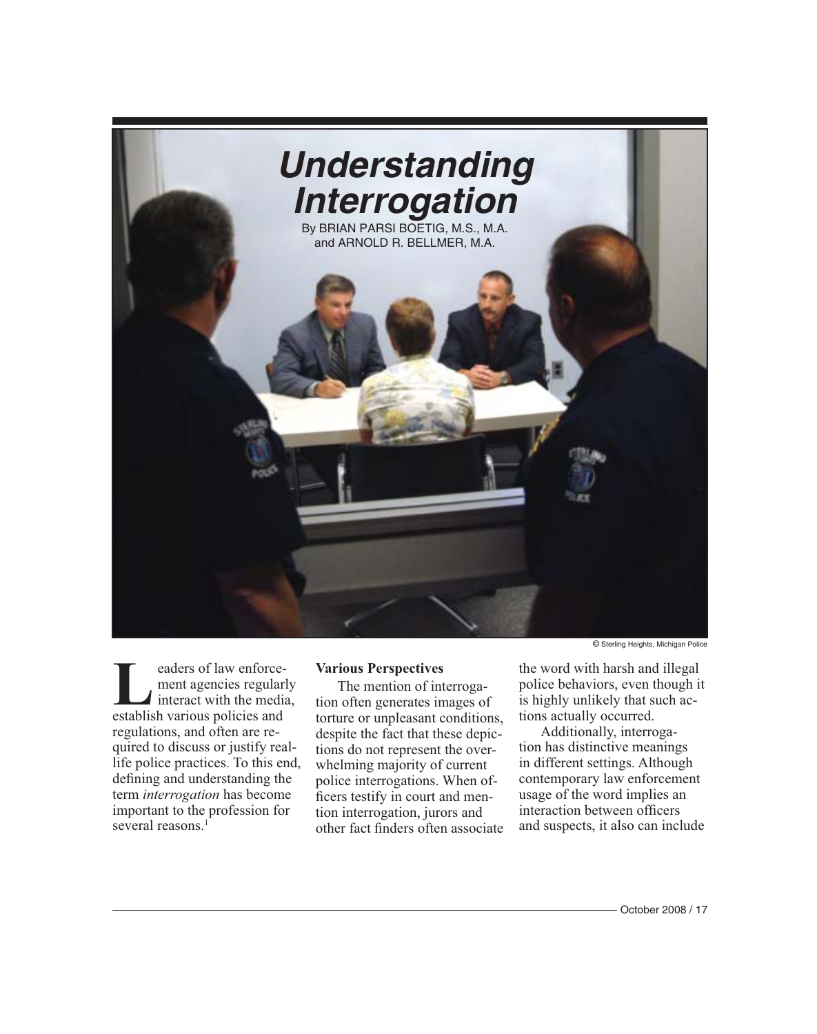# Understanding Interrogation

By BRIAN PARSI BOETIG, M.S., M.A. and ARNOLD R. BELLMER, M.A.

© Sterling Heights, Michigan Police

Leaders of law enforcement agencies regularly interact with the media, establish various policies and regulations, and often are required to discuss or justify real-life police practices. To this end, defining and understanding the term *interrogation* has become important to the profession for several reasons.[1]

**Various Perspectives**

The mention of interrogation often generates images of torture or unpleasant conditions, despite the fact that these depictions do not represent the overwhelming majority of current police interrogations. When officers testify in court and mention interrogation, jurors and other fact finders often associate the word with harsh and illegal police behaviors, even though it is highly unlikely that such actions actually occurred.

Additionally, interrogation has distinctive meanings in different settings. Although contemporary law enforcement usage of the word implies an interaction between officers and suspects, it also can include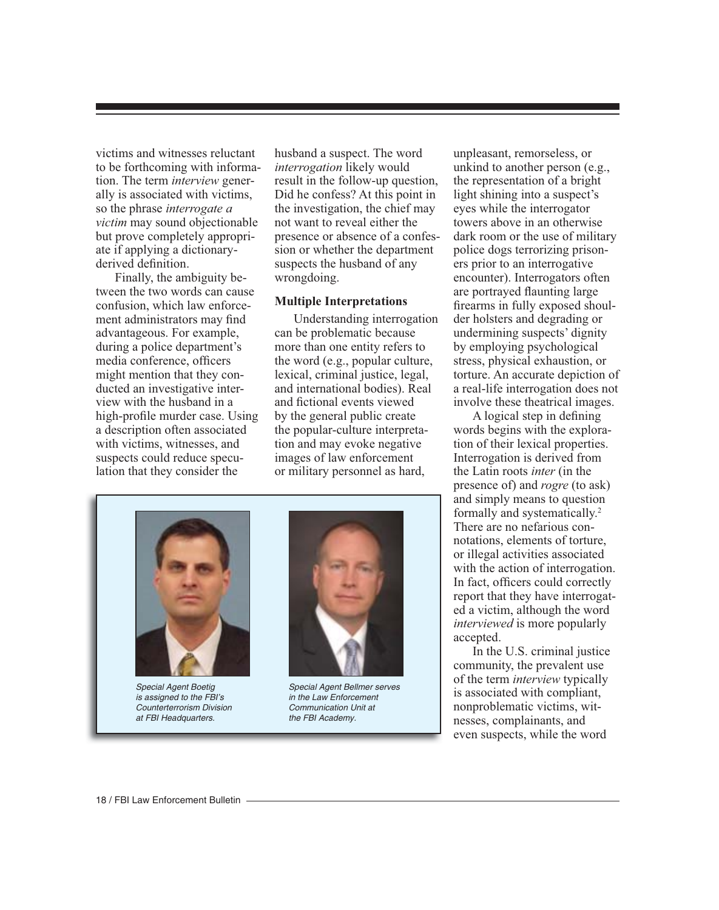victims and witnesses reluctant to be forthcoming with information. The term *interview* generally is associated with victims, so the phrase *interrogate a victim* may sound objectionable but prove completely appropriate if applying a dictionary-derived definition.

Finally, the ambiguity between the two words can cause confusion, which law enforcement administrators may find advantageous. For example, during a police department's media conference, officers might mention that they conducted an investigative interview with the husband in a high-profile murder case. Using a description often associated with victims, witnesses, and suspects could reduce speculation that they consider the husband a suspect. The word *interrogation* likely would result in the follow-up question, Did he confess? At this point in the investigation, the chief may not want to reveal either the presence or absence of a confession or whether the department suspects the husband of any wrongdoing.

### Multiple Interpretations

Understanding interrogation can be problematic because more than one entity refers to the word (e.g., popular culture, lexical, criminal justice, legal, and international bodies). Real and fictional events viewed by the general public create the popular-culture interpretation and may evoke negative images of law enforcement or military personnel as hard, unpleasant, remorseless, or unkind to another person (e.g., the representation of a bright light shining into a suspect's eyes while the interrogator towers above in an otherwise dark room or the use of military police dogs terrorizing prisoners prior to an interrogative encounter). Interrogators often are portrayed flaunting large firearms in fully exposed shoulder holsters and degrading or undermining suspects' dignity by employing psychological stress, physical exhaustion, or torture. An accurate depiction of a real-life interrogation does not involve these theatrical images.

A logical step in defining words begins with the exploration of their lexical properties. Interrogation is derived from the Latin roots *inter* (in the presence of) and *rogre* (to ask) and simply means to question formally and systematically.[2] There are no nefarious connotations, elements of torture, or illegal activities associated with the action of interrogation. In fact, officers could correctly report that they have interrogated a victim, although the word *interviewed* is more popularly accepted.

In the U.S. criminal justice community, the prevalent use of the term *interview* typically is associated with compliant, nonproblematic victims, witnesses, complainants, and even suspects, while the word

*Special Agent Boetig is assigned to the FBI's Counterterrorism Division at FBI Headquarters.*

*Special Agent Bellmer serves in the Law Enforcement Communication Unit at the FBI Academy.*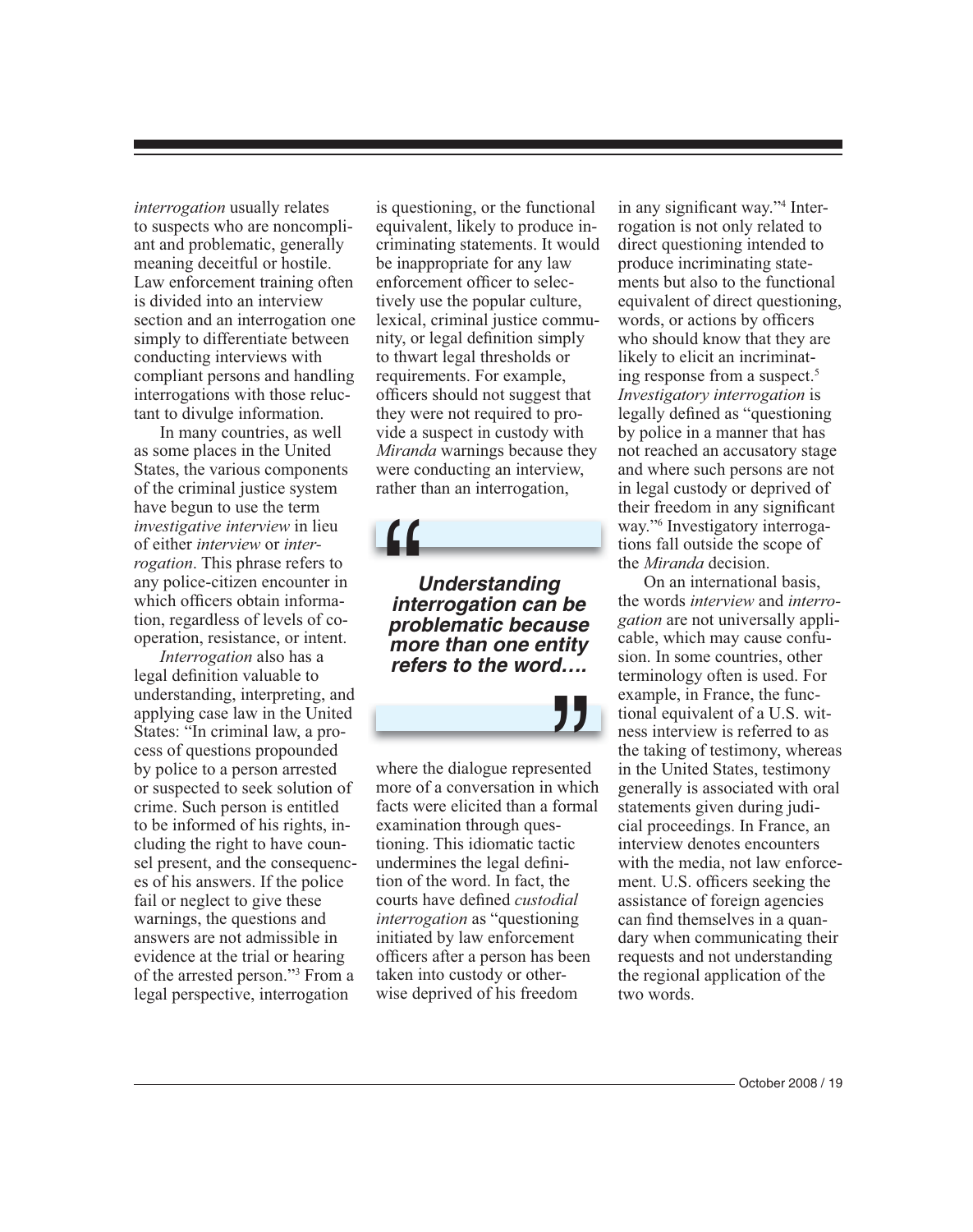*interrogation* usually relates to suspects who are noncompliant and problematic, generally meaning deceitful or hostile. Law enforcement training often is divided into an interview section and an interrogation one simply to differentiate between conducting interviews with compliant persons and handling interrogations with those reluctant to divulge information.

In many countries, as well as some places in the United States, the various components of the criminal justice system have begun to use the term *investigative interview* in lieu of either *interview* or *interrogation*. This phrase refers to any police-citizen encounter in which officers obtain information, regardless of levels of cooperation, resistance, or intent.

*Interrogation* also has a legal definition valuable to understanding, interpreting, and applying case law in the United States: "In criminal law, a process of questions propounded by police to a person arrested or suspected to seek solution of crime. Such person is entitled to be informed of his rights, including the right to have counsel present, and the consequences of his answers. If the police fail or neglect to give these warnings, the questions and answers are not admissible in evidence at the trial or hearing of the arrested person."[3] From a legal perspective, interrogation is questioning, or the functional equivalent, likely to produce incriminating statements. It would be inappropriate for any law enforcement officer to selectively use the popular culture, lexical, criminal justice community, or legal definition simply to thwart legal thresholds or requirements. For example, officers should not suggest that they were not required to provide a suspect in custody with *Miranda* warnings because they were conducting an interview, rather than an interrogation, where the dialogue represented more of a conversation in which facts were elicited than a formal examination through questioning. This idiomatic tactic undermines the legal definition of the word. In fact, the courts have defined *custodial interrogation* as "questioning initiated by law enforcement officers after a person has been taken into custody or otherwise deprived of his freedom in any significant way."[4] Interrogation is not only related to direct questioning intended to produce incriminating statements but also to the functional equivalent of direct questioning, words, or actions by officers who should know that they are likely to elicit an incriminating response from a suspect.[5] *Investigatory interrogation* is legally defined as "questioning by police in a manner that has not reached an accusatory stage and where such persons are not in legal custody or deprived of their freedom in any significant way."[6] Investigatory interrogations fall outside the scope of the *Miranda* decision.

> ***Understanding interrogation can be problematic because more than one entity refers to the word….***

On an international basis, the words *interview* and *interrogation* are not universally applicable, which may cause confusion. In some countries, other terminology often is used. For example, in France, the functional equivalent of a U.S. witness interview is referred to as the taking of testimony, whereas in the United States, testimony generally is associated with oral statements given during judicial proceedings. In France, an interview denotes encounters with the media, not law enforcement. U.S. officers seeking the assistance of foreign agencies can find themselves in a quandary when communicating their requests and not understanding the regional application of the two words.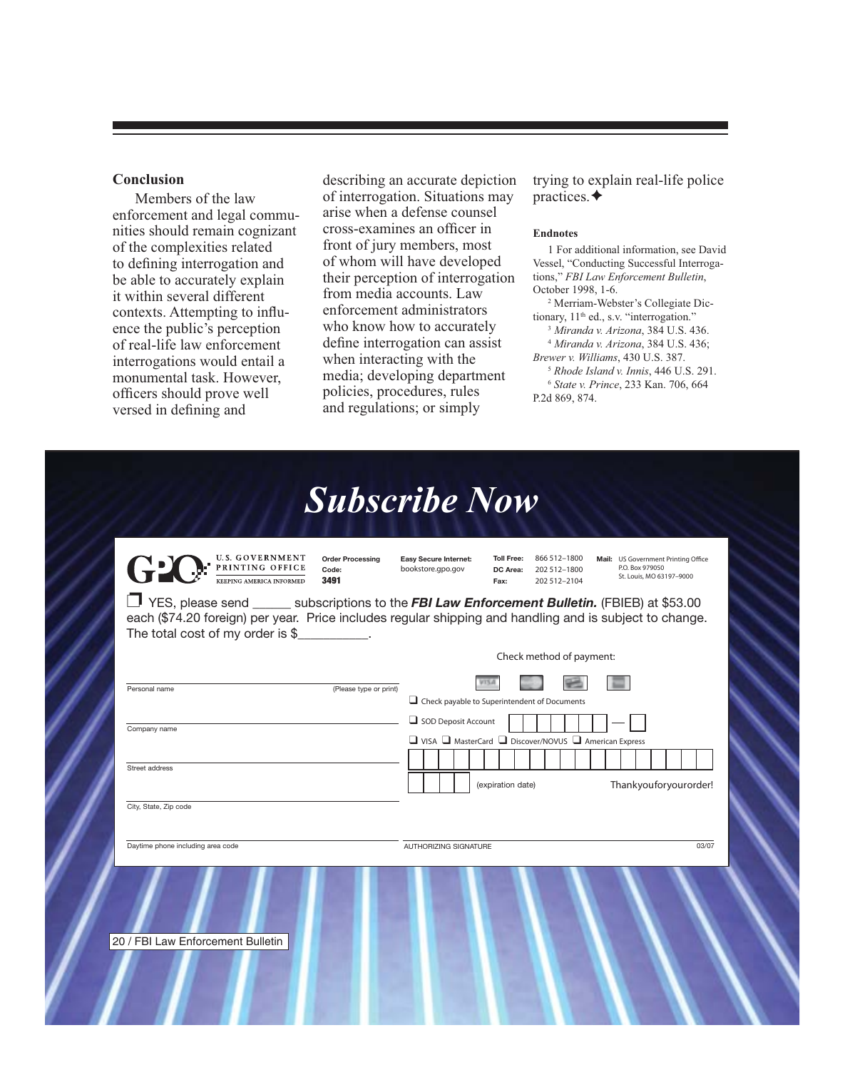### Conclusion

Members of the law enforcement and legal communities should remain cognizant of the complexities related to defining interrogation and be able to accurately explain it within several different contexts. Attempting to influence the public's perception of real-life law enforcement interrogations would entail a monumental task. However, officers should prove well versed in defining and describing an accurate depiction of interrogation. Situations may arise when a defense counsel cross-examines an officer in front of jury members, most of whom will have developed their perception of interrogation from media accounts. Law enforcement administrators who know how to accurately define interrogation can assist when interacting with the media; developing department policies, procedures, rules and regulations; or simply trying to explain real-life police practices.✦

#### Endnotes

1 For additional information, see David Vessel, "Conducting Successful Interrogations," *FBI Law Enforcement Bulletin*, October 1998, 1-6.

2 Merriam-Webster's Collegiate Dictionary, 11th ed., s.v. "interrogation."

3 *Miranda v. Arizona*, 384 U.S. 436.

4 *Miranda v. Arizona*, 384 U.S. 436; *Brewer v. Williams*, 430 U.S. 387.

5 *Rhode Island v. Innis*, 446 U.S. 291.

6 *State v. Prince*, 233 Kan. 706, 664 P.2d 869, 874.

# *Subscribe Now*

U.S. GOVERNMENT PRINTING OFFICE
KEEPING AMERICA INFORMED

**Order Processing Code:** **3491**

**Easy Secure Internet:** bookstore.gpo.gov

**Toll Free:** 866 512–1800
**DC Area:** 202 512–1800
**Fax:** 202 512–2104

**Mail:** US Government Printing Office, P.O. Box 979050, St. Louis, MO 63197–9000

❒ YES, please send ______ subscriptions to the ***FBI Law Enforcement Bulletin.*** (FBIEB) at $53.00 each ($74.20 foreign) per year. Price includes regular shipping and handling and is subject to change. The total cost of my order is $__________.

Personal name (Please type or print)

Company name

Street address

City, State, Zip code

Daytime phone including area code

Check method of payment:

❑ Check payable to Superintendent of Documents

❑ SOD Deposit Account

❑ VISA ❑ MasterCard ❑ Discover/NOVUS ❑ American Express

(expiration date)

Thankyouforyourorder!

AUTHORIZING SIGNATURE

03/07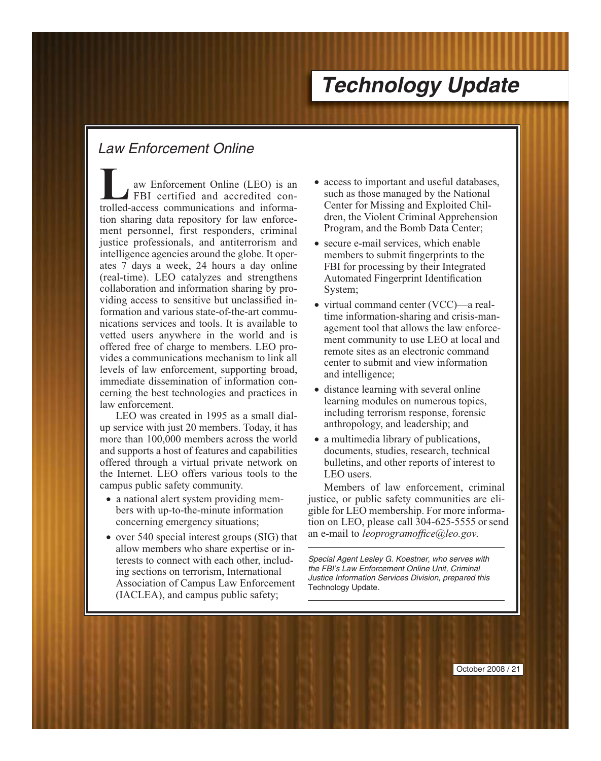# Technology Update

## Law Enforcement Online

Law Enforcement Online (LEO) is an FBI certified and accredited controlled-access communications and information sharing data repository for law enforcement personnel, first responders, criminal justice professionals, and antiterrorism and intelligence agencies around the globe. It operates 7 days a week, 24 hours a day online (real-time). LEO catalyzes and strengthens collaboration and information sharing by providing access to sensitive but unclassified information and various state-of-the-art communications services and tools. It is available to vetted users anywhere in the world and is offered free of charge to members. LEO provides a communications mechanism to link all levels of law enforcement, supporting broad, immediate dissemination of information concerning the best technologies and practices in law enforcement.

LEO was created in 1995 as a small dial-up service with just 20 members. Today, it has more than 100,000 members across the world and supports a host of features and capabilities offered through a virtual private network on the Internet. LEO offers various tools to the campus public safety community.

- a national alert system providing members with up-to-the-minute information concerning emergency situations;
- over 540 special interest groups (SIG) that allow members who share expertise or interests to connect with each other, including sections on terrorism, International Association of Campus Law Enforcement (IACLEA), and campus public safety;
- access to important and useful databases, such as those managed by the National Center for Missing and Exploited Children, the Violent Criminal Apprehension Program, and the Bomb Data Center;
- secure e-mail services, which enable members to submit fingerprints to the FBI for processing by their Integrated Automated Fingerprint Identification System;
- virtual command center (VCC)—a real-time information-sharing and crisis-management tool that allows the law enforcement community to use LEO at local and remote sites as an electronic command center to submit and view information and intelligence;
- distance learning with several online learning modules on numerous topics, including terrorism response, forensic anthropology, and leadership; and
- a multimedia library of publications, documents, studies, research, technical bulletins, and other reports of interest to LEO users.

Members of law enforcement, criminal justice, or public safety communities are eligible for LEO membership. For more information on LEO, please call 304-625-5555 or send an e-mail to *leoprogramoffice@leo.gov*.

---

*Special Agent Lesley G. Koestner, who serves with the FBI's Law Enforcement Online Unit, Criminal Justice Information Services Division, prepared this* Technology Update.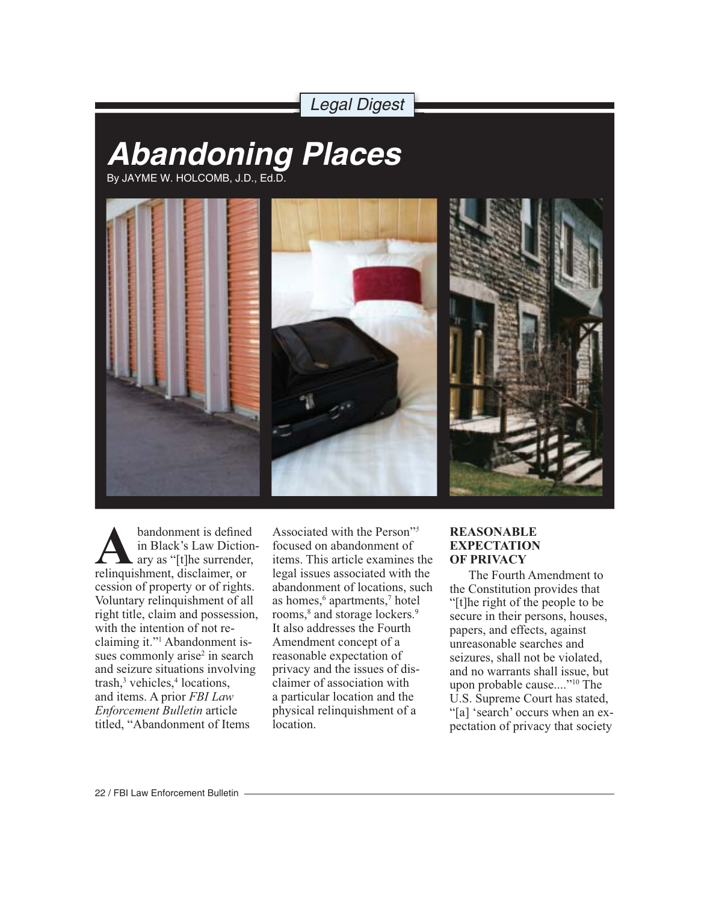*Legal Digest*

# Abandoning Places

By JAYME W. HOLCOMB, J.D., Ed.D.

Abandonment is defined in Black's Law Dictionary as "[t]he surrender, relinquishment, disclaimer, or cession of property or of rights. Voluntary relinquishment of all right title, claim and possession, with the intention of not reclaiming it."[1] Abandonment issues commonly arise[2] in search and seizure situations involving trash,[3] vehicles,[4] locations, and items. A prior *FBI Law Enforcement Bulletin* article titled, "Abandonment of Items Associated with the Person"[5] focused on abandonment of items. This article examines the legal issues associated with the abandonment of locations, such as homes,[6] apartments,[7] hotel rooms,[8] and storage lockers.[9] It also addresses the Fourth Amendment concept of a reasonable expectation of privacy and the issues of disclaimer of association with a particular location and the physical relinquishment of a location.

## REASONABLE EXPECTATION OF PRIVACY

The Fourth Amendment to the Constitution provides that "[t]he right of the people to be secure in their persons, houses, papers, and effects, against unreasonable searches and seizures, shall not be violated, and no warrants shall issue, but upon probable cause...."[10] The U.S. Supreme Court has stated, "[a] 'search' occurs when an expectation of privacy that society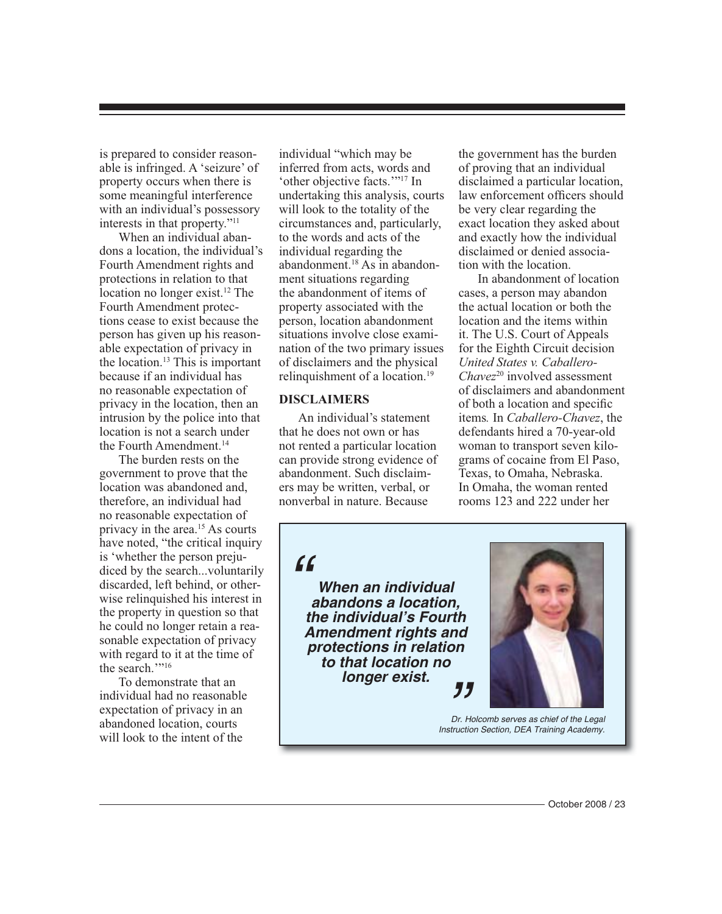is prepared to consider reasonable is infringed. A 'seizure' of property occurs when there is some meaningful interference with an individual's possessory interests in that property."[11]

When an individual abandons a location, the individual's Fourth Amendment rights and protections in relation to that location no longer exist.[12] The Fourth Amendment protections cease to exist because the person has given up his reasonable expectation of privacy in the location.[13] This is important because if an individual has no reasonable expectation of privacy in the location, then an intrusion by the police into that location is not a search under the Fourth Amendment.[14]

The burden rests on the government to prove that the location was abandoned and, therefore, an individual had no reasonable expectation of privacy in the area.[15] As courts have noted, "the critical inquiry is 'whether the person prejudiced by the search...voluntarily discarded, left behind, or otherwise relinquished his interest in the property in question so that he could no longer retain a reasonable expectation of privacy with regard to it at the time of the search.'"[16]

To demonstrate that an individual had no reasonable expectation of privacy in an abandoned location, courts will look to the intent of the individual "which may be inferred from acts, words and 'other objective facts.'"[17] In undertaking this analysis, courts will look to the totality of the circumstances and, particularly, to the words and acts of the individual regarding the abandonment.[18] As in abandonment situations regarding the abandonment of items of property associated with the person, location abandonment situations involve close examination of the two primary issues of disclaimers and the physical relinquishment of a location.[19]

## DISCLAIMERS

An individual's statement that he does not own or has not rented a particular location can provide strong evidence of abandonment. Such disclaimers may be written, verbal, or nonverbal in nature. Because the government has the burden of proving that an individual disclaimed a particular location, law enforcement officers should be very clear regarding the exact location they asked about and exactly how the individual disclaimed or denied association with the location.

In abandonment of location cases, a person may abandon the actual location or both the location and the items within it. The U.S. Court of Appeals for the Eighth Circuit decision *United States v. Caballero-Chavez*[20] involved assessment of disclaimers and abandonment of both a location and specific items. In *Caballero-Chavez*, the defendants hired a 70-year-old woman to transport seven kilograms of cocaine from El Paso, Texas, to Omaha, Nebraska. In Omaha, the woman rented rooms 123 and 222 under her

> ***"When an individual abandons a location, the individual's Fourth Amendment rights and protections in relation to that location no longer exist."***

*Dr. Holcomb serves as chief of the Legal Instruction Section, DEA Training Academy.*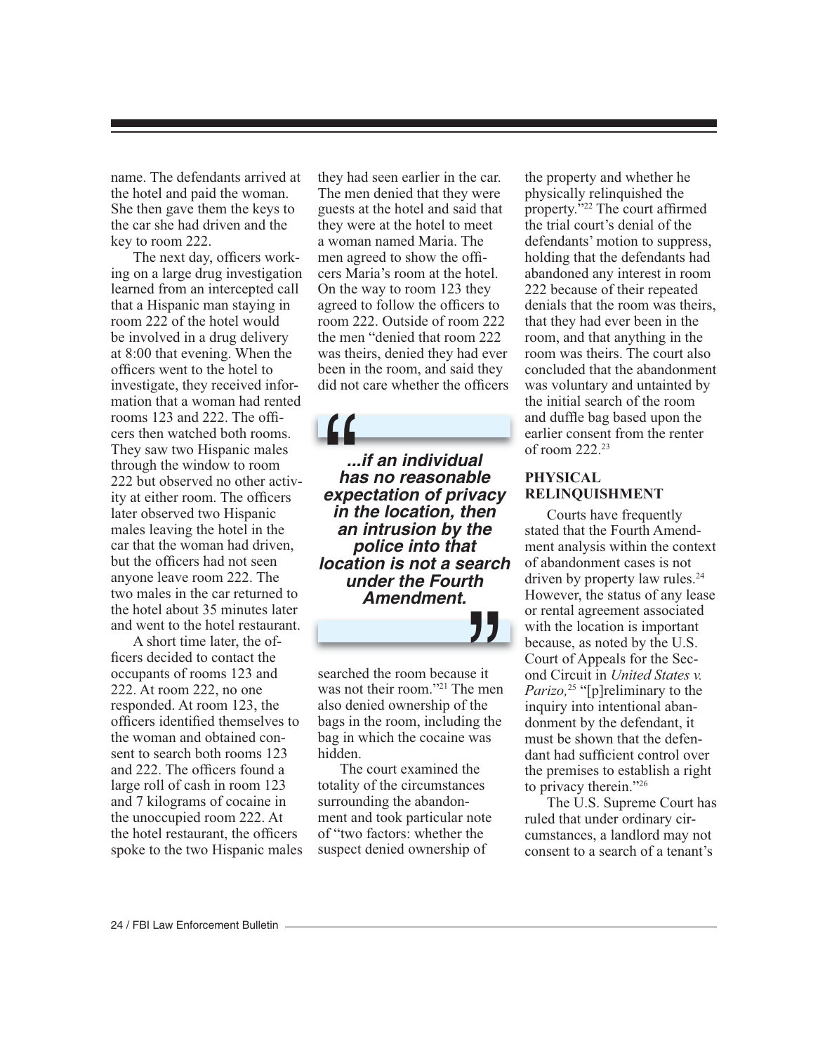name. The defendants arrived at the hotel and paid the woman. She then gave them the keys to the car she had driven and the key to room 222.

The next day, officers working on a large drug investigation learned from an intercepted call that a Hispanic man staying in room 222 of the hotel would be involved in a drug delivery at 8:00 that evening. When the officers went to the hotel to investigate, they received information that a woman had rented rooms 123 and 222. The officers then watched both rooms. They saw two Hispanic males through the window to room 222 but observed no other activity at either room. The officers later observed two Hispanic males leaving the hotel in the car that the woman had driven, but the officers had not seen anyone leave room 222. The two males in the car returned to the hotel about 35 minutes later and went to the hotel restaurant.

A short time later, the officers decided to contact the occupants of rooms 123 and 222. At room 222, no one responded. At room 123, the officers identified themselves to the woman and obtained consent to search both rooms 123 and 222. The officers found a large roll of cash in room 123 and 7 kilograms of cocaine in the unoccupied room 222. At the hotel restaurant, the officers spoke to the two Hispanic males they had seen earlier in the car. The men denied that they were guests at the hotel and said that they were at the hotel to meet a woman named Maria. The men agreed to show the officers Maria's room at the hotel. On the way to room 123 they agreed to follow the officers to room 222. Outside of room 222 the men "denied that room 222 was theirs, denied they had ever been in the room, and said they did not care whether the officers searched the room because it was not their room."[21] The men also denied ownership of the bags in the room, including the bag in which the cocaine was hidden.

> *...if an individual has no reasonable expectation of privacy in the location, then an intrusion by the police into that location is not a search under the Fourth Amendment.*

The court examined the totality of the circumstances surrounding the abandonment and took particular note of "two factors: whether the suspect denied ownership of the property and whether he physically relinquished the property."[22] The court affirmed the trial court's denial of the defendants' motion to suppress, holding that the defendants had abandoned any interest in room 222 because of their repeated denials that the room was theirs, that they had ever been in the room, and that anything in the room was theirs. The court also concluded that the abandonment was voluntary and untainted by the initial search of the room and duffle bag based upon the earlier consent from the renter of room 222.[23]

## PHYSICAL RELINQUISHMENT

Courts have frequently stated that the Fourth Amendment analysis within the context of abandonment cases is not driven by property law rules.[24] However, the status of any lease or rental agreement associated with the location is important because, as noted by the U.S. Court of Appeals for the Second Circuit in *United States v. Parizo,*[25] "[p]reliminary to the inquiry into intentional abandonment by the defendant, it must be shown that the defendant had sufficient control over the premises to establish a right to privacy therein."[26]

The U.S. Supreme Court has ruled that under ordinary circumstances, a landlord may not consent to a search of a tenant's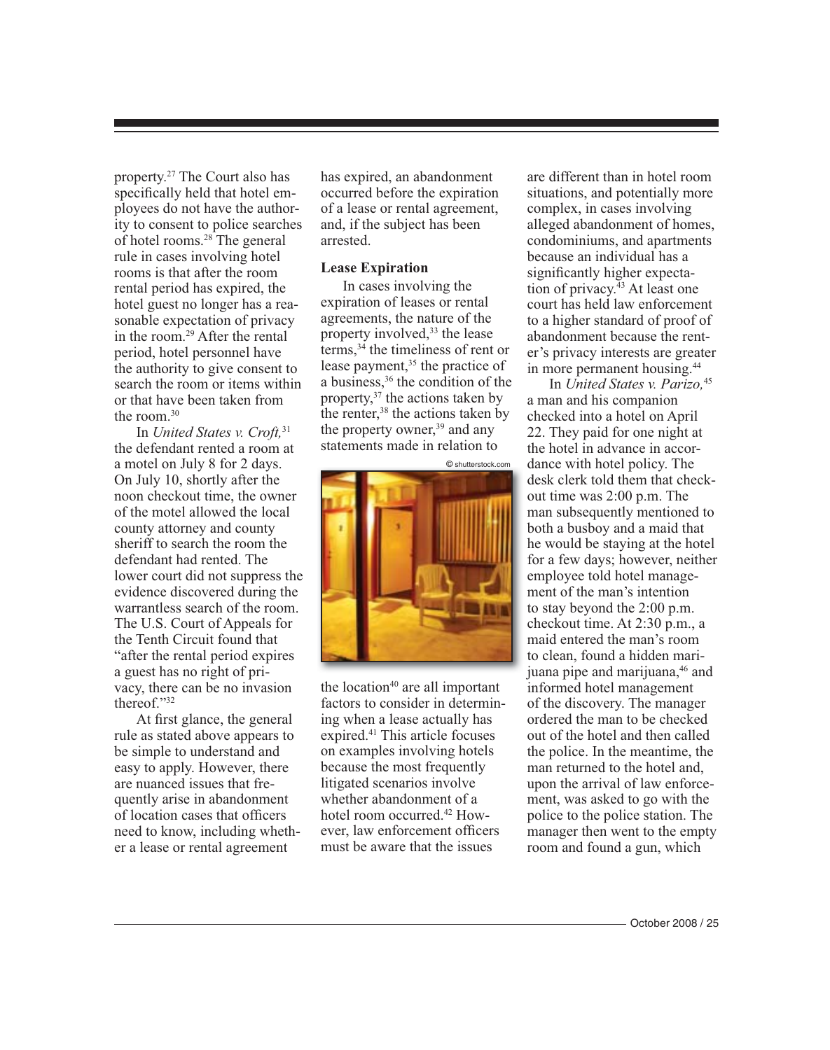property.[27] The Court also has specifically held that hotel employees do not have the authority to consent to police searches of hotel rooms.[28] The general rule in cases involving hotel rooms is that after the room rental period has expired, the hotel guest no longer has a reasonable expectation of privacy in the room.[29] After the rental period, hotel personnel have the authority to give consent to search the room or items within or that have been taken from the room.[30]

In *United States v. Croft,*[31] the defendant rented a room at a motel on July 8 for 2 days. On July 10, shortly after the noon checkout time, the owner of the motel allowed the local county attorney and county sheriff to search the room the defendant had rented. The lower court did not suppress the evidence discovered during the warrantless search of the room. The U.S. Court of Appeals for the Tenth Circuit found that "after the rental period expires a guest has no right of privacy, there can be no invasion thereof."[32]

At first glance, the general rule as stated above appears to be simple to understand and easy to apply. However, there are nuanced issues that frequently arise in abandonment of location cases that officers need to know, including whether a lease or rental agreement has expired, an abandonment occurred before the expiration of a lease or rental agreement, and, if the subject has been arrested.

### Lease Expiration

In cases involving the expiration of leases or rental agreements, the nature of the property involved,[33] the lease terms,[34] the timeliness of rent or lease payment,[35] the practice of a business,[36] the condition of the property,[37] the actions taken by the renter,[38] the actions taken by the property owner,[39] and any statements made in relation to the location[40] are all important factors to consider in determining when a lease actually has expired.[41] This article focuses on examples involving hotels because the most frequently litigated scenarios involve whether abandonment of a hotel room occurred.[42] However, law enforcement officers must be aware that the issues are different than in hotel room situations, and potentially more complex, in cases involving alleged abandonment of homes, condominiums, and apartments because an individual has a significantly higher expectation of privacy.[43] At least one court has held law enforcement to a higher standard of proof of abandonment because the renter's privacy interests are greater in more permanent housing.[44]

In *United States v. Parizo,*[45] a man and his companion checked into a hotel on April 22. They paid for one night at the hotel in advance in accordance with hotel policy. The desk clerk told them that checkout time was 2:00 p.m. The man subsequently mentioned to both a busboy and a maid that he would be staying at the hotel for a few days; however, neither employee told hotel management of the man's intention to stay beyond the 2:00 p.m. checkout time. At 2:30 p.m., a maid entered the man's room to clean, found a hidden marijuana pipe and marijuana,[46] and informed hotel management of the discovery. The manager ordered the man to be checked out of the hotel and then called the police. In the meantime, the man returned to the hotel and, upon the arrival of law enforcement, was asked to go with the police to the police station. The manager then went to the empty room and found a gun, which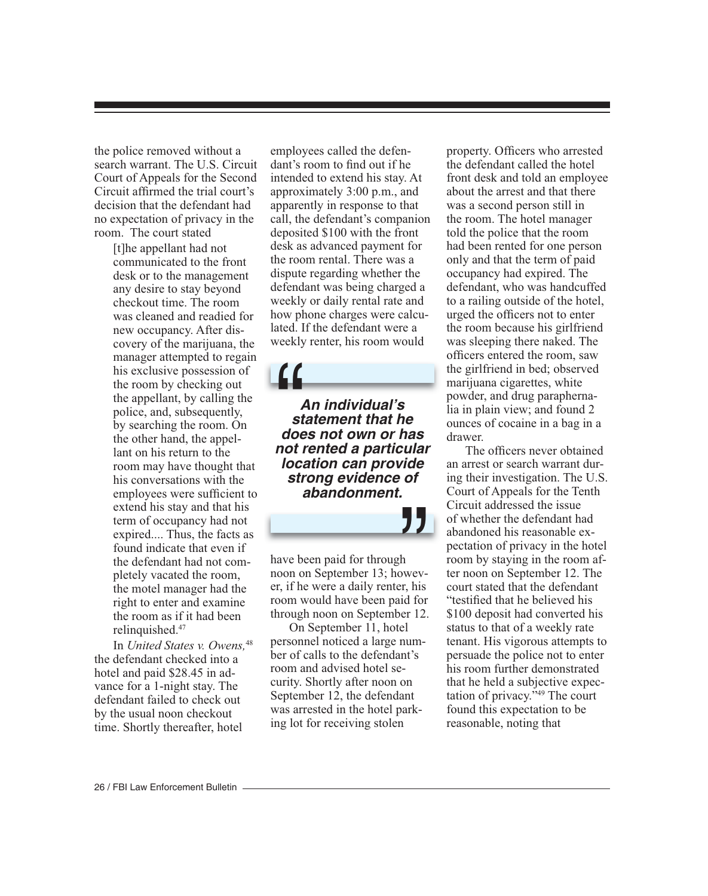the police removed without a search warrant. The U.S. Circuit Court of Appeals for the Second Circuit affirmed the trial court's decision that the defendant had no expectation of privacy in the room. The court stated

> [t]he appellant had not communicated to the front desk or to the management any desire to stay beyond checkout time. The room was cleaned and readied for new occupancy. After discovery of the marijuana, the manager attempted to regain his exclusive possession of the room by checking out the appellant, by calling the police, and, subsequently, by searching the room. On the other hand, the appellant on his return to the room may have thought that his conversations with the employees were sufficient to extend his stay and that his term of occupancy had not expired.... Thus, the facts as found indicate that even if the defendant had not completely vacated the room, the motel manager had the right to enter and examine the room as if it had been relinquished.[47]

In *United States v. Owens,*[48] the defendant checked into a hotel and paid $28.45 in advance for a 1-night stay. The defendant failed to check out by the usual noon checkout time. Shortly thereafter, hotel employees called the defendant's room to find out if he intended to extend his stay. At approximately 3:00 p.m., and apparently in response to that call, the defendant's companion deposited $100 with the front desk as advanced payment for the room rental. There was a dispute regarding whether the defendant was being charged a weekly or daily rental rate and how phone charges were calculated. If the defendant were a weekly renter, his room would have been paid for through noon on September 13; however, if he were a daily renter, his room would have been paid for through noon on September 12.

> ***An individual's statement that he does not own or has not rented a particular location can provide strong evidence of abandonment.***

On September 11, hotel personnel noticed a large number of calls to the defendant's room and advised hotel security. Shortly after noon on September 12, the defendant was arrested in the hotel parking lot for receiving stolen property. Officers who arrested the defendant called the hotel front desk and told an employee about the arrest and that there was a second person still in the room. The hotel manager told the police that the room had been rented for one person only and that the term of paid occupancy had expired. The defendant, who was handcuffed to a railing outside of the hotel, urged the officers not to enter the room because his girlfriend was sleeping there naked. The officers entered the room, saw the girlfriend in bed; observed marijuana cigarettes, white powder, and drug paraphernalia in plain view; and found 2 ounces of cocaine in a bag in a drawer.

The officers never obtained an arrest or search warrant during their investigation. The U.S. Court of Appeals for the Tenth Circuit addressed the issue of whether the defendant had abandoned his reasonable expectation of privacy in the hotel room by staying in the room after noon on September 12. The court stated that the defendant "testified that he believed his $100 deposit had converted his status to that of a weekly rate tenant. His vigorous attempts to persuade the police not to enter his room further demonstrated that he held a subjective expectation of privacy."[49] The court found this expectation to be reasonable, noting that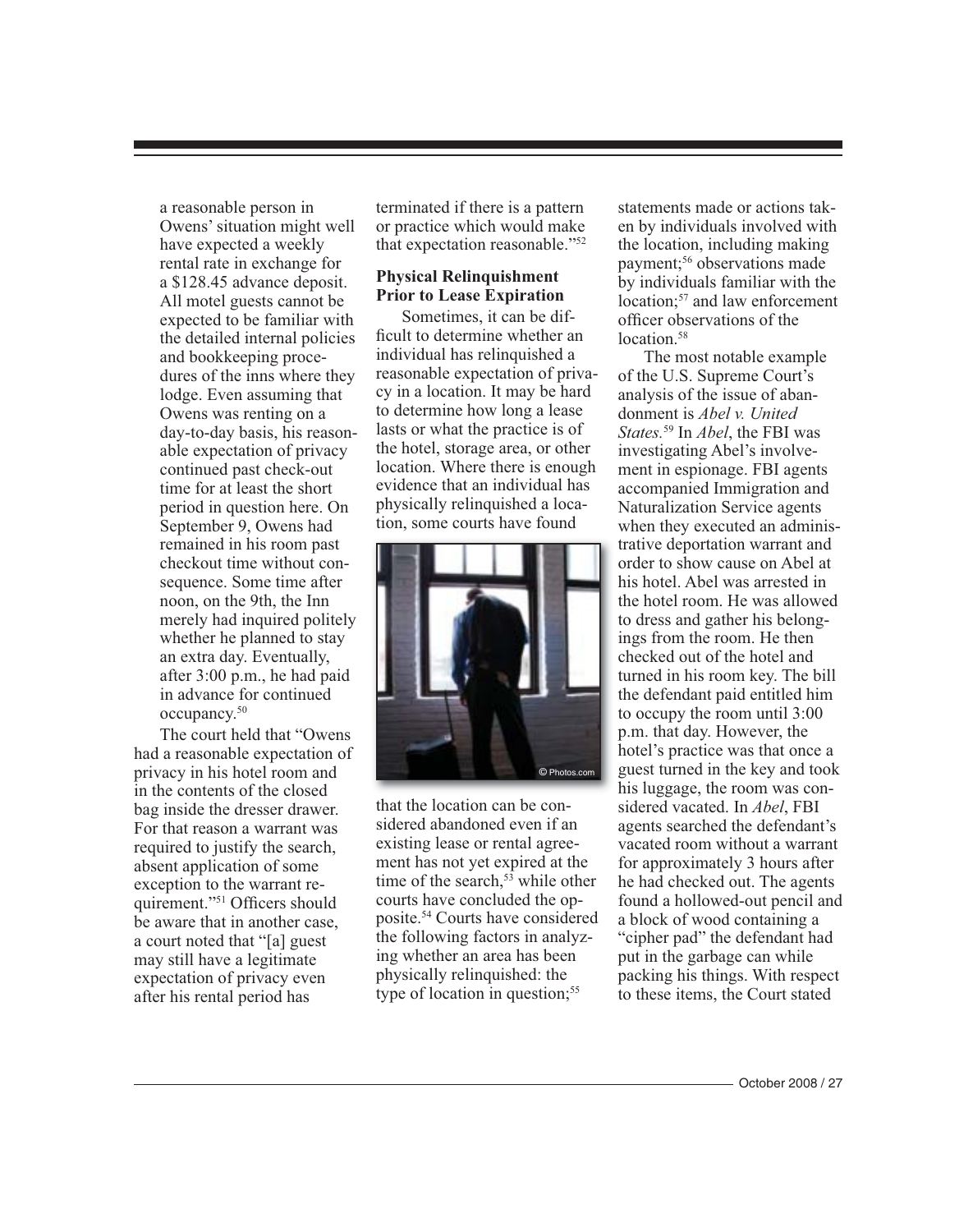a reasonable person in Owens' situation might well have expected a weekly rental rate in exchange for a $128.45 advance deposit. All motel guests cannot be expected to be familiar with the detailed internal policies and bookkeeping procedures of the inns where they lodge. Even assuming that Owens was renting on a day-to-day basis, his reasonable expectation of privacy continued past check-out time for at least the short period in question here. On September 9, Owens had remained in his room past checkout time without consequence. Some time after noon, on the 9th, the Inn merely had inquired politely whether he planned to stay an extra day. Eventually, after 3:00 p.m., he had paid in advance for continued occupancy.[50]

The court held that "Owens had a reasonable expectation of privacy in his hotel room and in the contents of the closed bag inside the dresser drawer. For that reason a warrant was required to justify the search, absent application of some exception to the warrant requirement."[51] Officers should be aware that in another case, a court noted that "[a] guest may still have a legitimate expectation of privacy even after his rental period has terminated if there is a pattern or practice which would make that expectation reasonable."[52]

### Physical Relinquishment Prior to Lease Expiration

Sometimes, it can be difficult to determine whether an individual has relinquished a reasonable expectation of privacy in a location. It may be hard to determine how long a lease lasts or what the practice is of the hotel, storage area, or other location. Where there is enough evidence that an individual has physically relinquished a location, some courts have found that the location can be considered abandoned even if an existing lease or rental agreement has not yet expired at the time of the search,[53] while other courts have concluded the opposite.[54] Courts have considered the following factors in analyzing whether an area has been physically relinquished: the type of location in question;[55] statements made or actions taken by individuals involved with the location, including making payment;[56] observations made by individuals familiar with the location;[57] and law enforcement officer observations of the location.[58]

The most notable example of the U.S. Supreme Court's analysis of the issue of abandonment is *Abel v. United States.*[59] In *Abel*, the FBI was investigating Abel's involvement in espionage. FBI agents accompanied Immigration and Naturalization Service agents when they executed an administrative deportation warrant and order to show cause on Abel at his hotel. Abel was arrested in the hotel room. He was allowed to dress and gather his belongings from the room. He then checked out of the hotel and turned in his room key. The bill the defendant paid entitled him to occupy the room until 3:00 p.m. that day. However, the hotel's practice was that once a guest turned in the key and took his luggage, the room was considered vacated. In *Abel*, FBI agents searched the defendant's vacated room without a warrant for approximately 3 hours after he had checked out. The agents found a hollowed-out pencil and a block of wood containing a "cipher pad" the defendant had put in the garbage can while packing his things. With respect to these items, the Court stated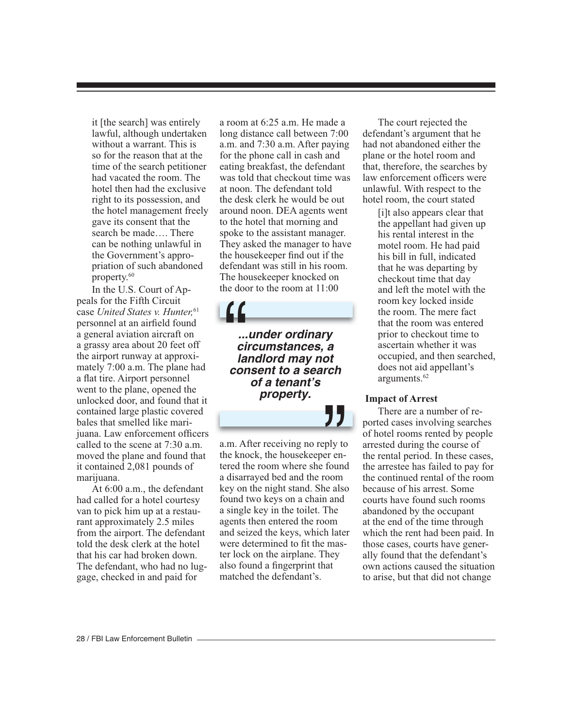> it [the search] was entirely lawful, although undertaken without a warrant. This is so for the reason that at the time of the search petitioner had vacated the room. The hotel then had the exclusive right to its possession, and the hotel management freely gave its consent that the search be made…. There can be nothing unlawful in the Government's appropriation of such abandoned property.[60]

In the U.S. Court of Appeals for the Fifth Circuit case *United States v. Hunter,*[61] personnel at an airfield found a general aviation aircraft on a grassy area about 20 feet off the airport runway at approximately 7:00 a.m. The plane had a flat tire. Airport personnel went to the plane, opened the unlocked door, and found that it contained large plastic covered bales that smelled like marijuana. Law enforcement officers called to the scene at 7:30 a.m. moved the plane and found that it contained 2,081 pounds of marijuana.

At 6:00 a.m., the defendant had called for a hotel courtesy van to pick him up at a restaurant approximately 2.5 miles from the airport. The defendant told the desk clerk at the hotel that his car had broken down. The defendant, who had no luggage, checked in and paid for a room at 6:25 a.m. He made a long distance call between 7:00 a.m. and 7:30 a.m. After paying for the phone call in cash and eating breakfast, the defendant was told that checkout time was at noon. The defendant told the desk clerk he would be out around noon. DEA agents went to the hotel that morning and spoke to the assistant manager. They asked the manager to have the housekeeper find out if the defendant was still in his room. The housekeeper knocked on the door to the room at 11:00 a.m. After receiving no reply to the knock, the housekeeper entered the room where she found a disarrayed bed and the room key on the night stand. She also found two keys on a chain and a single key in the toilet. The agents then entered the room and seized the keys, which later were determined to fit the master lock on the airplane. They also found a fingerprint that matched the defendant's.

> ***...under ordinary circumstances, a landlord may not consent to a search of a tenant's property.***

The court rejected the defendant's argument that he had not abandoned either the plane or the hotel room and that, therefore, the searches by law enforcement officers were unlawful. With respect to the hotel room, the court stated

> [i]t also appears clear that the appellant had given up his rental interest in the motel room. He had paid his bill in full, indicated that he was departing by checkout time that day and left the motel with the room key locked inside the room. The mere fact that the room was entered prior to checkout time to ascertain whether it was occupied, and then searched, does not aid appellant's arguments.[62]

### Impact of Arrest

There are a number of reported cases involving searches of hotel rooms rented by people arrested during the course of the rental period. In these cases, the arrestee has failed to pay for the continued rental of the room because of his arrest. Some courts have found such rooms abandoned by the occupant at the end of the time through which the rent had been paid. In those cases, courts have generally found that the defendant's own actions caused the situation to arise, but that did not change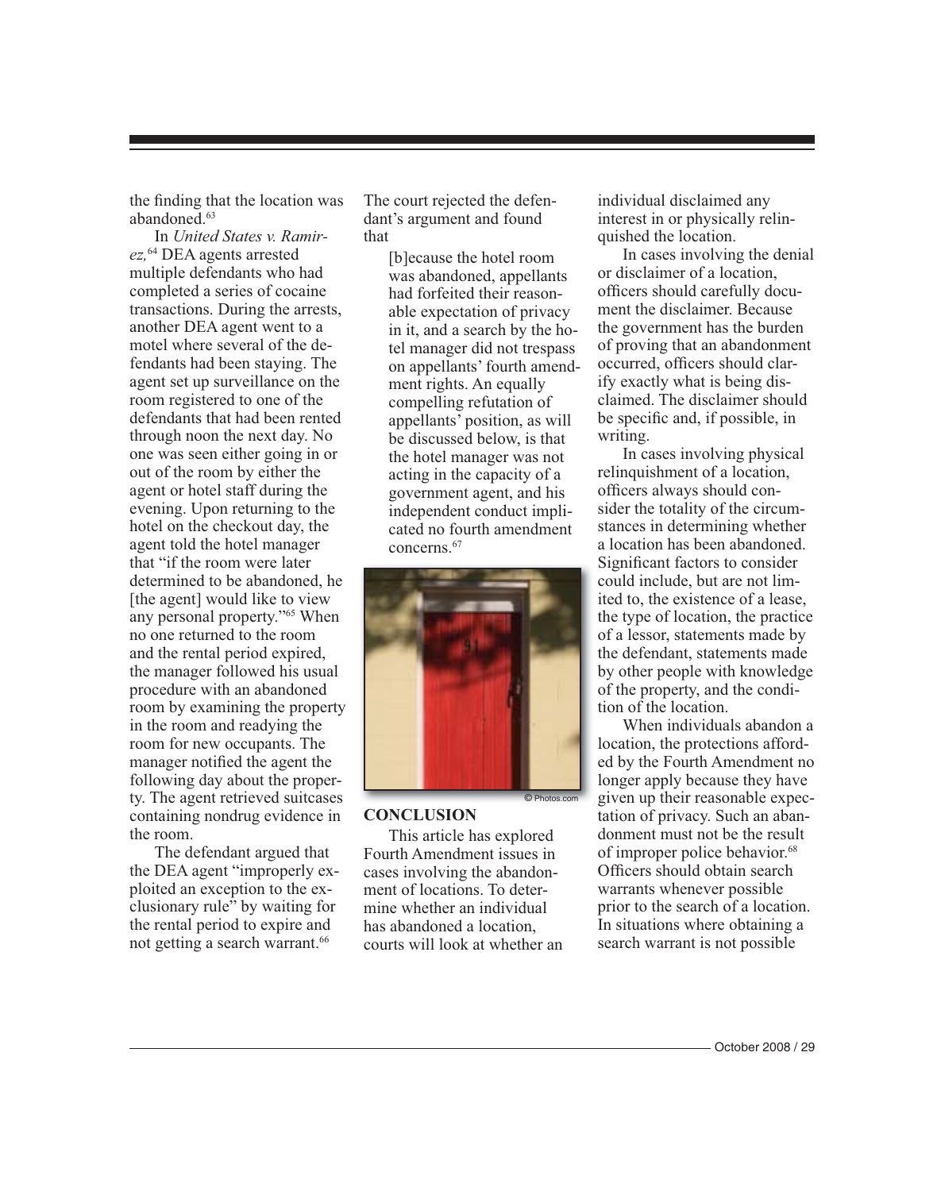the finding that the location was abandoned.[63]

In *United States v. Ramirez,*[64] DEA agents arrested multiple defendants who had completed a series of cocaine transactions. During the arrests, another DEA agent went to a motel where several of the defendants had been staying. The agent set up surveillance on the room registered to one of the defendants that had been rented through noon the next day. No one was seen either going in or out of the room by either the agent or hotel staff during the evening. Upon returning to the hotel on the checkout day, the agent told the hotel manager that "if the room were later determined to be abandoned, he [the agent] would like to view any personal property."[65] When no one returned to the room and the rental period expired, the manager followed his usual procedure with an abandoned room by examining the property in the room and readying the room for new occupants. The manager notified the agent the following day about the property. The agent retrieved suitcases containing nondrug evidence in the room.

The defendant argued that the DEA agent "improperly exploited an exception to the exclusionary rule" by waiting for the rental period to expire and not getting a search warrant.[66] The court rejected the defendant's argument and found that

> [b]ecause the hotel room was abandoned, appellants had forfeited their reasonable expectation of privacy in it, and a search by the hotel manager did not trespass on appellants' fourth amendment rights. An equally compelling refutation of appellants' position, as will be discussed below, is that the hotel manager was not acting in the capacity of a government agent, and his independent conduct implicated no fourth amendment concerns.[67]

© Photos.com

## CONCLUSION

This article has explored Fourth Amendment issues in cases involving the abandonment of locations. To determine whether an individual has abandoned a location, courts will look at whether an individual disclaimed any interest in or physically relinquished the location.

In cases involving the denial or disclaimer of a location, officers should carefully document the disclaimer. Because the government has the burden of proving that an abandonment occurred, officers should clarify exactly what is being disclaimed. The disclaimer should be specific and, if possible, in writing.

In cases involving physical relinquishment of a location, officers always should consider the totality of the circumstances in determining whether a location has been abandoned. Significant factors to consider could include, but are not limited to, the existence of a lease, the type of location, the practice of a lessor, statements made by the defendant, statements made by other people with knowledge of the property, and the condition of the location.

When individuals abandon a location, the protections afforded by the Fourth Amendment no longer apply because they have given up their reasonable expectation of privacy. Such an abandonment must not be the result of improper police behavior.[68] Officers should obtain search warrants whenever possible prior to the search of a location. In situations where obtaining a search warrant is not possible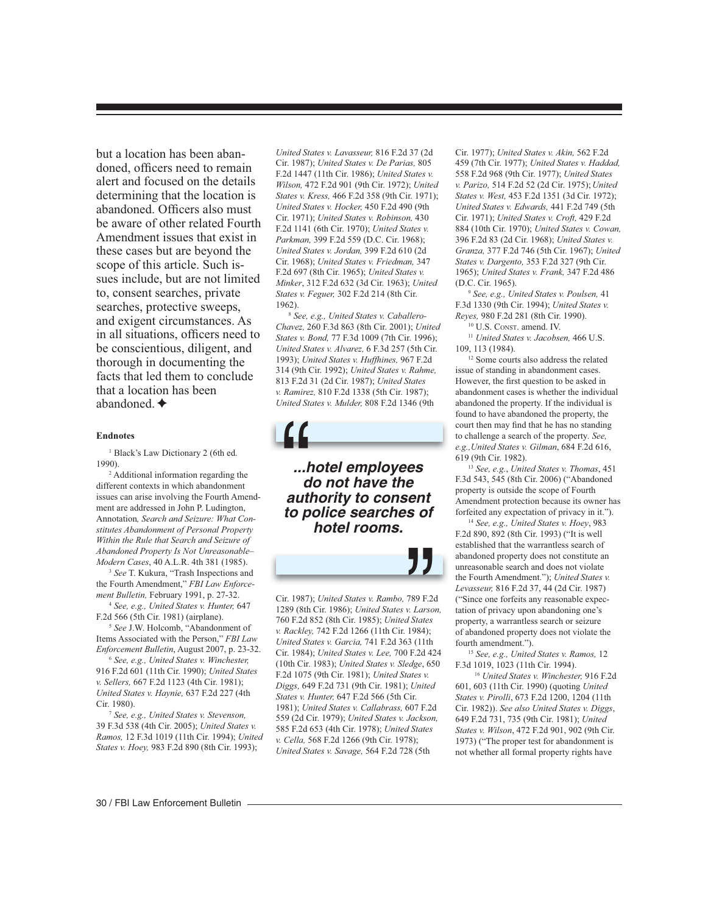but a location has been abandoned, officers need to remain alert and focused on the details determining that the location is abandoned. Officers also must be aware of other related Fourth Amendment issues that exist in these cases but are beyond the scope of this article. Such issues include, but are not limited to, consent searches, private searches, protective sweeps, and exigent circumstances. As in all situations, officers need to be conscientious, diligent, and thorough in documenting the facts that led them to conclude that a location has been abandoned. ✦

> ***...hotel employees do not have the authority to consent to police searches of hotel rooms.***

#### Endnotes

[1] Black's Law Dictionary 2 (6th ed. 1990).

[2] Additional information regarding the different contexts in which abandonment issues can arise involving the Fourth Amendment are addressed in John P. Ludington, Annotation*, Search and Seizure: What Constitutes Abandonment of Personal Property Within the Rule that Search and Seizure of Abandoned Property Is Not Unreasonable–Modern Cases*, 40 A.L.R. 4th 381 (1985).

[3] *See* T. Kukura, "Trash Inspections and the Fourth Amendment," *FBI Law Enforcement Bulletin,* February 1991, p. 27-32.

[4] *See, e.g., United States v. Hunter,* 647 F.2d 566 (5th Cir. 1981) (airplane).

[5] *See* J.W. Holcomb, "Abandonment of Items Associated with the Person," *FBI Law Enforcement Bulletin*, August 2007, p. 23-32.

[6] *See, e.g., United States v. Winchester,* 916 F.2d 601 (11th Cir. 1990); *United States v. Sellers,* 667 F.2d 1123 (4th Cir. 1981); *United States v. Haynie,* 637 F.2d 227 (4th Cir. 1980).

[7] *See, e.g., United States v. Stevenson,* 39 F.3d 538 (4th Cir. 2005); *United States v. Ramos,* 12 F.3d 1019 (11th Cir. 1994); *United States v. Hoey,* 983 F.2d 890 (8th Cir. 1993); *United States v. Lavasseur,* 816 F.2d 37 (2d Cir. 1987); *United States v. De Parias,* 805 F.2d 1447 (11th Cir. 1986); *United States v. Wilson,* 472 F.2d 901 (9th Cir. 1972); *United States v. Kress,* 466 F.2d 358 (9th Cir. 1971); *United States v. Hocker,* 450 F.2d 490 (9th Cir. 1971); *United States v. Robinson,* 430 F.2d 1141 (6th Cir. 1970); *United States v. Parkman,* 399 F.2d 559 (D.C. Cir. 1968); *United States v. Jordan,* 399 F.2d 610 (2d Cir. 1968); *United States v. Friedman,* 347 F.2d 697 (8th Cir. 1965); *United States v. Minker*, 312 F.2d 632 (3d Cir. 1963); *United States v. Feguer,* 302 F.2d 214 (8th Cir. 1962).

[8] *See, e.g., United States v. Caballero-Chavez,* 260 F.3d 863 (8th Cir. 2001); *United States v. Bond,* 77 F.3d 1009 (7th Cir. 1996); *United States v. Alvarez,* 6 F.3d 257 (5th Cir. 1993); *United States v. Huffhines,* 967 F.2d 314 (9th Cir. 1992); *United States v. Rahme,* 813 F.2d 31 (2d Cir. 1987); *United States v. Ramirez,* 810 F.2d 1338 (5th Cir. 1987); *United States v. Mulder,* 808 F.2d 1346 (9th Cir. 1987); *United States v. Rambo,* 789 F.2d 1289 (8th Cir. 1986); *United States v. Larson,* 760 F.2d 852 (8th Cir. 1985); *United States v. Rackley,* 742 F.2d 1266 (11th Cir. 1984); *United States v. Garcia,* 741 F.2d 363 (11th Cir. 1984); *United States v. Lee,* 700 F.2d 424 (10th Cir. 1983); *United States v. Sledge*, 650 F.2d 1075 (9th Cir. 1981); *United States v. Diggs,* 649 F.2d 731 (9th Cir. 1981); *United States v. Hunter,* 647 F.2d 566 (5th Cir. 1981); *United States v. Callabrass,* 607 F.2d 559 (2d Cir. 1979); *United States v. Jackson,* 585 F.2d 653 (4th Cir. 1978); *United States v. Cella,* 568 F.2d 1266 (9th Cir. 1978); *United States v. Savage,* 564 F.2d 728 (5th Cir. 1977); *United States v. Akin,* 562 F.2d 459 (7th Cir. 1977); *United States v. Haddad,* 558 F.2d 968 (9th Cir. 1977); *United States v. Parizo,* 514 F.2d 52 (2d Cir. 1975); *United States v. West,* 453 F.2d 1351 (3d Cir. 1972); *United States v. Edwards,* 441 F.2d 749 (5th Cir. 1971); *United States v. Croft,* 429 F.2d 884 (10th Cir. 1970); *United States v. Cowan,* 396 F.2d 83 (2d Cir. 1968); *United States v. Granza,* 377 F.2d 746 (5th Cir. 1967); *United States v. Dargento,* 353 F.2d 327 (9th Cir. 1965); *United States v. Frank,* 347 F.2d 486 (D.C. Cir. 1965).

[9] *See, e.g., United States v. Poulsen,* 41 F.3d 1330 (9th Cir. 1994); *United States v. Reyes,* 980 F.2d 281 (8th Cir. 1990).

[10] U.S. Const. amend. IV.

[11] *United States v. Jacobsen,* 466 U.S. 109, 113 (1984).

[12] Some courts also address the related issue of standing in abandonment cases. However, the first question to be asked in abandonment cases is whether the individual abandoned the property. If the individual is found to have abandoned the property, the court then may find that he has no standing to challenge a search of the property. *See, e.g.,United States v. Gilman*, 684 F.2d 616, 619 (9th Cir. 1982).

[13] *See, e.g.*, *United States v. Thomas*, 451 F.3d 543, 545 (8th Cir. 2006) ("Abandoned property is outside the scope of Fourth Amendment protection because its owner has forfeited any expectation of privacy in it.").

[14] *See, e.g., United States v. Hoey*, 983 F.2d 890, 892 (8th Cir. 1993) ("It is well established that the warrantless search of abandoned property does not constitute an unreasonable search and does not violate the Fourth Amendment."); *United States v. Levasseur,* 816 F.2d 37, 44 (2d Cir. 1987) ("Since one forfeits any reasonable expectation of privacy upon abandoning one's property, a warrantless search or seizure of abandoned property does not violate the fourth amendment.").

[15] *See, e.g., United States v. Ramos,* 12 F.3d 1019, 1023 (11th Cir. 1994).

[16] *United States v. Winchester,* 916 F.2d 601, 603 (11th Cir. 1990) (quoting *United States v. Pirolli*, 673 F.2d 1200, 1204 (11th Cir. 1982)). *See also United States v. Diggs*, 649 F.2d 731, 735 (9th Cir. 1981); *United States v. Wilson*, 472 F.2d 901, 902 (9th Cir. 1973) ("The proper test for abandonment is not whether all formal property rights have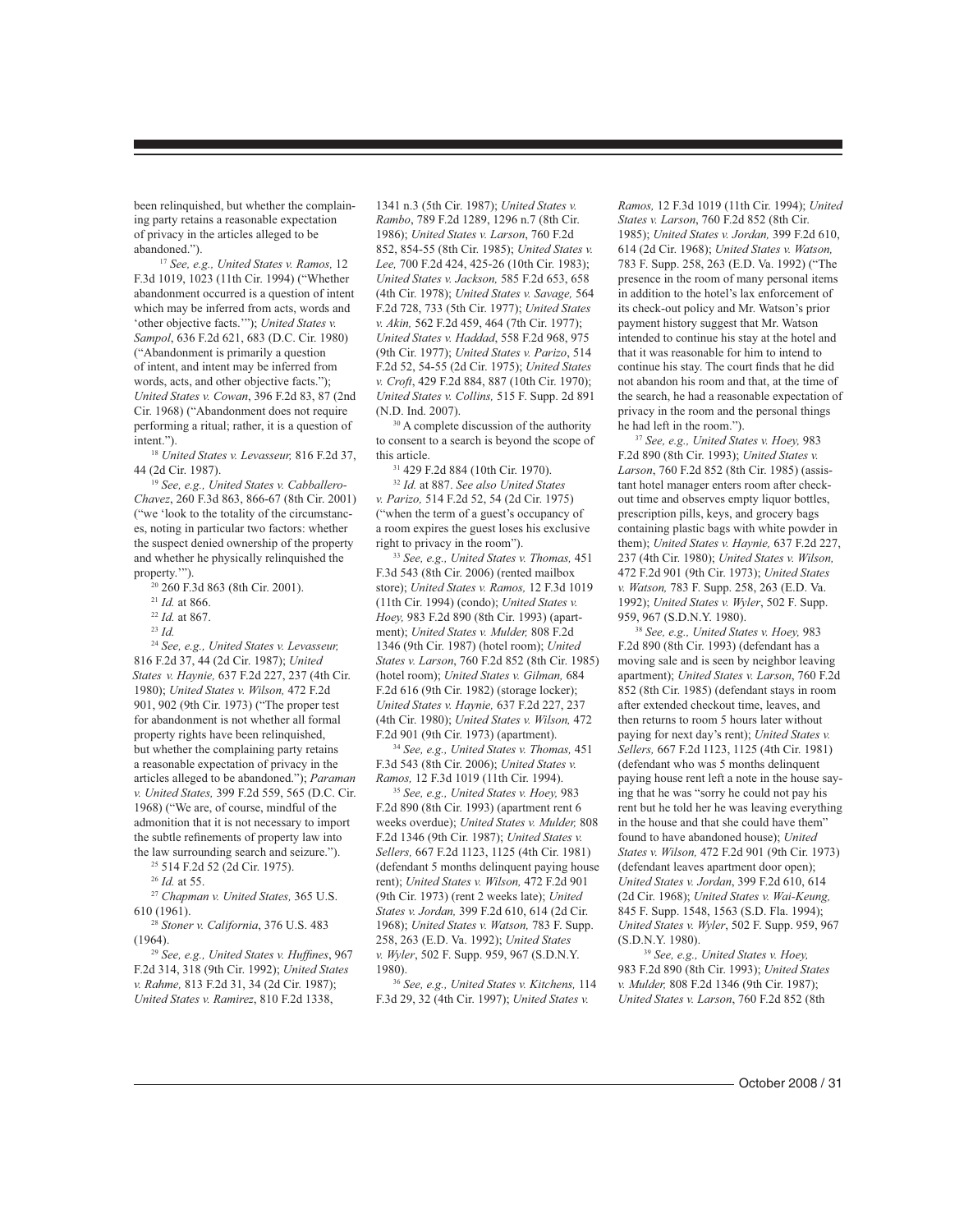been relinquished, but whether the complaining party retains a reasonable expectation of privacy in the articles alleged to be abandoned.").

[17] *See, e.g., United States v. Ramos,* 12 F.3d 1019, 1023 (11th Cir. 1994) ("Whether abandonment occurred is a question of intent which may be inferred from acts, words and 'other objective facts.'"); *United States v. Sampol*, 636 F.2d 621, 683 (D.C. Cir. 1980) ("Abandonment is primarily a question of intent, and intent may be inferred from words, acts, and other objective facts."); *United States v. Cowan*, 396 F.2d 83, 87 (2nd Cir. 1968) ("Abandonment does not require performing a ritual; rather, it is a question of intent.").

[18] *United States v. Levasseur,* 816 F.2d 37, 44 (2d Cir. 1987).

[19] *See, e.g., United States v. Cabballero-Chavez*, 260 F.3d 863, 866-67 (8th Cir. 2001) ("we 'look to the totality of the circumstances, noting in particular two factors: whether the suspect denied ownership of the property and whether he physically relinquished the property.'").

[20] 260 F.3d 863 (8th Cir. 2001).

[21] *Id.* at 866.

[22] *Id.* at 867.

[23] *Id.*

[24] *See, e.g., United States v. Levasseur,* 816 F.2d 37, 44 (2d Cir. 1987); *United States v. Haynie,* 637 F.2d 227, 237 (4th Cir. 1980); *United States v. Wilson,* 472 F.2d 901, 902 (9th Cir. 1973) ("The proper test for abandonment is not whether all formal property rights have been relinquished, but whether the complaining party retains a reasonable expectation of privacy in the articles alleged to be abandoned."); *Paraman v. United States,* 399 F.2d 559, 565 (D.C. Cir. 1968) ("We are, of course, mindful of the admonition that it is not necessary to import the subtle refinements of property law into the law surrounding search and seizure.").

[25] 514 F.2d 52 (2d Cir. 1975).

[26] *Id.* at 55.

[27] *Chapman v. United States,* 365 U.S. 610 (1961).

[28] *Stoner v. California*, 376 U.S. 483 (1964).

[29] *See, e.g., United States v. Huffines*, 967 F.2d 314, 318 (9th Cir. 1992); *United States v. Rahme,* 813 F.2d 31, 34 (2d Cir. 1987); *United States v. Ramirez*, 810 F.2d 1338, 1341 n.3 (5th Cir. 1987); *United States v. Rambo*, 789 F.2d 1289, 1296 n.7 (8th Cir. 1986); *United States v. Larson*, 760 F.2d 852, 854-55 (8th Cir. 1985); *United States v. Lee,* 700 F.2d 424, 425-26 (10th Cir. 1983); *United States v. Jackson,* 585 F.2d 653, 658 (4th Cir. 1978); *United States v. Savage,* 564 F.2d 728, 733 (5th Cir. 1977); *United States v. Akin,* 562 F.2d 459, 464 (7th Cir. 1977); *United States v. Haddad*, 558 F.2d 968, 975 (9th Cir. 1977); *United States v. Parizo*, 514 F.2d 52, 54-55 (2d Cir. 1975); *United States v. Croft*, 429 F.2d 884, 887 (10th Cir. 1970); *United States v. Collins,* 515 F. Supp. 2d 891 (N.D. Ind. 2007).

[30] A complete discussion of the authority to consent to a search is beyond the scope of this article.

[31] 429 F.2d 884 (10th Cir. 1970).

[32] *Id.* at 887. *See also United States v. Parizo,* 514 F.2d 52, 54 (2d Cir. 1975) ("when the term of a guest's occupancy of a room expires the guest loses his exclusive right to privacy in the room").

[33] *See, e.g., United States v. Thomas,* 451 F.3d 543 (8th Cir. 2006) (rented mailbox store); *United States v. Ramos,* 12 F.3d 1019 (11th Cir. 1994) (condo); *United States v. Hoey,* 983 F.2d 890 (8th Cir. 1993) (apartment); *United States v. Mulder,* 808 F.2d 1346 (9th Cir. 1987) (hotel room); *United States v. Larson*, 760 F.2d 852 (8th Cir. 1985) (hotel room); *United States v. Gilman,* 684 F.2d 616 (9th Cir. 1982) (storage locker); *United States v. Haynie,* 637 F.2d 227, 237 (4th Cir. 1980); *United States v. Wilson,* 472 F.2d 901 (9th Cir. 1973) (apartment).

[34] *See, e.g., United States v. Thomas,* 451 F.3d 543 (8th Cir. 2006); *United States v. Ramos,* 12 F.3d 1019 (11th Cir. 1994).

[35] *See, e.g., United States v. Hoey,* 983 F.2d 890 (8th Cir. 1993) (apartment rent 6 weeks overdue); *United States v. Mulder,* 808 F.2d 1346 (9th Cir. 1987); *United States v. Sellers,* 667 F.2d 1123, 1125 (4th Cir. 1981) (defendant 5 months delinquent paying house rent); *United States v. Wilson,* 472 F.2d 901 (9th Cir. 1973) (rent 2 weeks late); *United States v. Jordan,* 399 F.2d 610, 614 (2d Cir. 1968); *United States v. Watson,* 783 F. Supp. 258, 263 (E.D. Va. 1992); *United States v. Wyler*, 502 F. Supp. 959, 967 (S.D.N.Y. 1980).

[36] *See, e.g., United States v. Kitchens,* 114 F.3d 29, 32 (4th Cir. 1997); *United States v. Ramos,* 12 F.3d 1019 (11th Cir. 1994); *United States v. Larson*, 760 F.2d 852 (8th Cir. 1985); *United States v. Jordan,* 399 F.2d 610, 614 (2d Cir. 1968); *United States v. Watson,* 783 F. Supp. 258, 263 (E.D. Va. 1992) ("The presence in the room of many personal items in addition to the hotel's lax enforcement of its check-out policy and Mr. Watson's prior payment history suggest that Mr. Watson intended to continue his stay at the hotel and that it was reasonable for him to intend to continue his stay. The court finds that he did not abandon his room and that, at the time of the search, he had a reasonable expectation of privacy in the room and the personal things he had left in the room.").

[37] *See, e.g., United States v. Hoey,* 983 F.2d 890 (8th Cir. 1993); *United States v. Larson*, 760 F.2d 852 (8th Cir. 1985) (assistant hotel manager enters room after checkout time and observes empty liquor bottles, prescription pills, keys, and grocery bags containing plastic bags with white powder in them); *United States v. Haynie,* 637 F.2d 227, 237 (4th Cir. 1980); *United States v. Wilson,* 472 F.2d 901 (9th Cir. 1973); *United States v. Watson,* 783 F. Supp. 258, 263 (E.D. Va. 1992); *United States v. Wyler*, 502 F. Supp. 959, 967 (S.D.N.Y. 1980).

[38] *See, e.g., United States v. Hoey,* 983 F.2d 890 (8th Cir. 1993) (defendant has a moving sale and is seen by neighbor leaving apartment); *United States v. Larson*, 760 F.2d 852 (8th Cir. 1985) (defendant stays in room after extended checkout time, leaves, and then returns to room 5 hours later without paying for next day's rent); *United States v. Sellers,* 667 F.2d 1123, 1125 (4th Cir. 1981) (defendant who was 5 months delinquent paying house rent left a note in the house saying that he was "sorry he could not pay his rent but he told her he was leaving everything in the house and that she could have them" found to have abandoned house); *United States v. Wilson,* 472 F.2d 901 (9th Cir. 1973) (defendant leaves apartment door open); *United States v. Jordan*, 399 F.2d 610, 614 (2d Cir. 1968); *United States v. Wai-Keung,* 845 F. Supp. 1548, 1563 (S.D. Fla. 1994); *United States v. Wyler*, 502 F. Supp. 959, 967 (S.D.N.Y. 1980).

[39] *See, e.g., United States v. Hoey,* 983 F.2d 890 (8th Cir. 1993); *United States v. Mulder,* 808 F.2d 1346 (9th Cir. 1987); *United States v. Larson*, 760 F.2d 852 (8th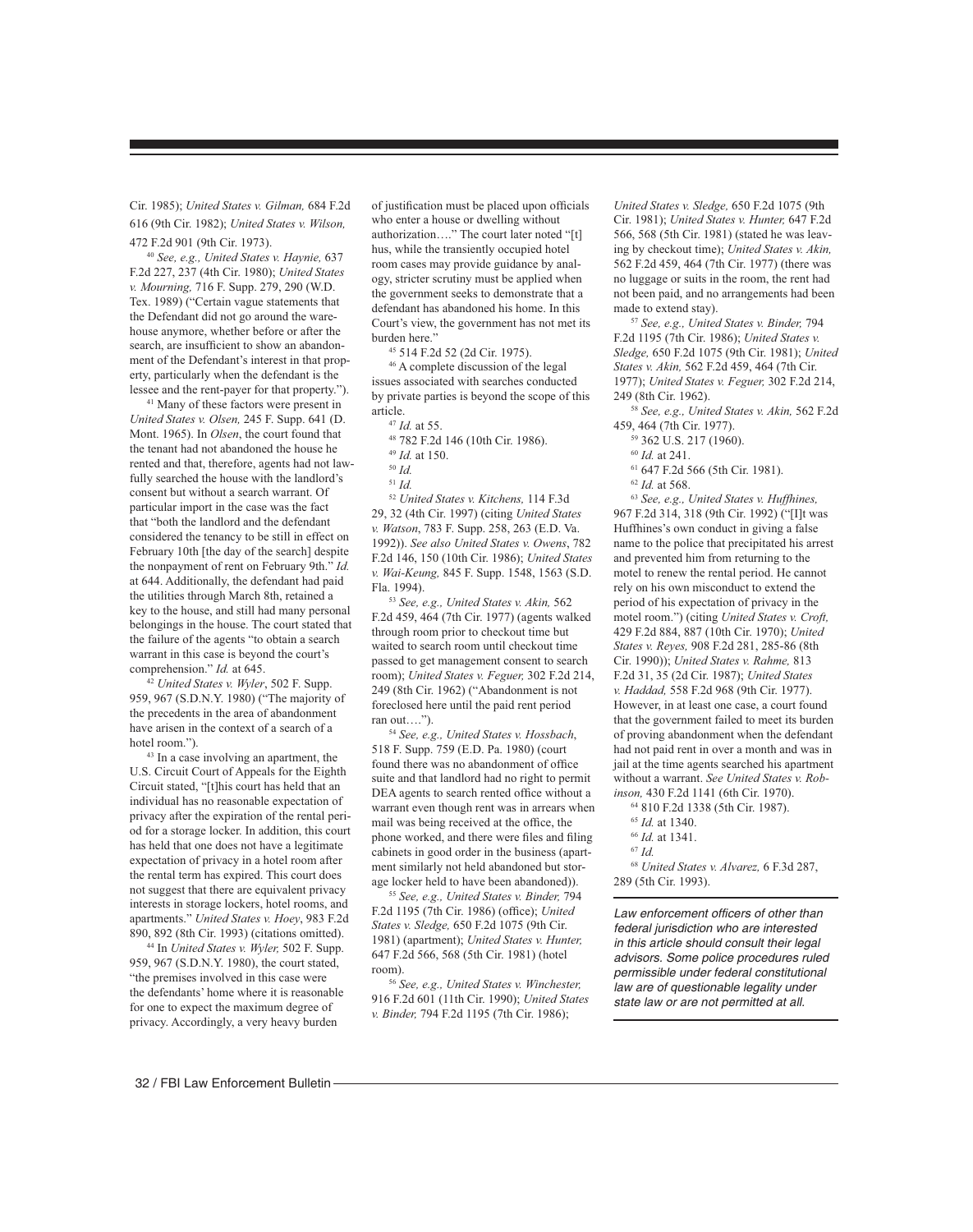Cir. 1985); *United States v. Gilman,* 684 F.2d 616 (9th Cir. 1982); *United States v. Wilson,* 472 F.2d 901 (9th Cir. 1973).

[40] *See, e.g., United States v. Haynie,* 637 F.2d 227, 237 (4th Cir. 1980); *United States v. Mourning,* 716 F. Supp. 279, 290 (W.D. Tex. 1989) ("Certain vague statements that the Defendant did not go around the warehouse anymore, whether before or after the search, are insufficient to show an abandonment of the Defendant's interest in that property, particularly when the defendant is the lessee and the rent-payer for that property.").

[41] Many of these factors were present in *United States v. Olsen,* 245 F. Supp. 641 (D. Mont. 1965). In *Olsen*, the court found that the tenant had not abandoned the house he rented and that, therefore, agents had not lawfully searched the house with the landlord's consent but without a search warrant. Of particular import in the case was the fact that "both the landlord and the defendant considered the tenancy to be still in effect on February 10th [the day of the search] despite the nonpayment of rent on February 9th." *Id.* at 644. Additionally, the defendant had paid the utilities through March 8th, retained a key to the house, and still had many personal belongings in the house. The court stated that the failure of the agents "to obtain a search warrant in this case is beyond the court's comprehension." *Id.* at 645.

[42] *United States v. Wyler*, 502 F. Supp. 959, 967 (S.D.N.Y. 1980) ("The majority of the precedents in the area of abandonment have arisen in the context of a search of a hotel room.").

[43] In a case involving an apartment, the U.S. Circuit Court of Appeals for the Eighth Circuit stated, "[t]his court has held that an individual has no reasonable expectation of privacy after the expiration of the rental period for a storage locker. In addition, this court has held that one does not have a legitimate expectation of privacy in a hotel room after the rental term has expired. This court does not suggest that there are equivalent privacy interests in storage lockers, hotel rooms, and apartments." *United States v. Hoey*, 983 F.2d 890, 892 (8th Cir. 1993) (citations omitted).

[44] In *United States v. Wyler,* 502 F. Supp. 959, 967 (S.D.N.Y. 1980), the court stated, "the premises involved in this case were the defendants' home where it is reasonable for one to expect the maximum degree of privacy. Accordingly, a very heavy burden of justification must be placed upon officials who enter a house or dwelling without authorization…." The court later noted "[t]hus, while the transiently occupied hotel room cases may provide guidance by analogy, stricter scrutiny must be applied when the government seeks to demonstrate that a defendant has abandoned his home. In this Court's view, the government has not met its burden here."

[45] 514 F.2d 52 (2d Cir. 1975).

[46] A complete discussion of the legal issues associated with searches conducted by private parties is beyond the scope of this article.

[47] *Id.* at 55.

[48] 782 F.2d 146 (10th Cir. 1986).

[49] *Id.* at 150.

[50] *Id.*

[51] *Id.*

[52] *United States v. Kitchens,* 114 F.3d 29, 32 (4th Cir. 1997) (citing *United States v. Watson*, 783 F. Supp. 258, 263 (E.D. Va. 1992)). *See also United States v. Owens*, 782 F.2d 146, 150 (10th Cir. 1986); *United States v. Wai-Keung,* 845 F. Supp. 1548, 1563 (S.D. Fla. 1994).

[53] *See, e.g., United States v. Akin,* 562 F.2d 459, 464 (7th Cir. 1977) (agents walked through room prior to checkout time but waited to search room until checkout time passed to get management consent to search room); *United States v. Feguer,* 302 F.2d 214, 249 (8th Cir. 1962) ("Abandonment is not foreclosed here until the paid rent period ran out….").

[54] *See, e.g., United States v. Hossbach*, 518 F. Supp. 759 (E.D. Pa. 1980) (court found there was no abandonment of office suite and that landlord had no right to permit DEA agents to search rented office without a warrant even though rent was in arrears when mail was being received at the office, the phone worked, and there were files and filing cabinets in good order in the business (apartment similarly not held abandoned but storage locker held to have been abandoned)).

[55] *See, e.g., United States v. Binder,* 794 F.2d 1195 (7th Cir. 1986) (office); *United States v. Sledge,* 650 F.2d 1075 (9th Cir. 1981) (apartment); *United States v. Hunter,* 647 F.2d 566, 568 (5th Cir. 1981) (hotel room).

[56] *See, e.g., United States v. Winchester,* 916 F.2d 601 (11th Cir. 1990); *United States v. Binder,* 794 F.2d 1195 (7th Cir. 1986); *United States v. Sledge,* 650 F.2d 1075 (9th Cir. 1981); *United States v. Hunter,* 647 F.2d 566, 568 (5th Cir. 1981) (stated he was leaving by checkout time); *United States v. Akin,* 562 F.2d 459, 464 (7th Cir. 1977) (there was no luggage or suits in the room, the rent had not been paid, and no arrangements had been made to extend stay).

[57] *See, e.g., United States v. Binder,* 794 F.2d 1195 (7th Cir. 1986); *United States v. Sledge,* 650 F.2d 1075 (9th Cir. 1981); *United States v. Akin,* 562 F.2d 459, 464 (7th Cir. 1977); *United States v. Feguer,* 302 F.2d 214, 249 (8th Cir. 1962).

[58] *See, e.g., United States v. Akin,* 562 F.2d 459, 464 (7th Cir. 1977).

[59] 362 U.S. 217 (1960).

[60] *Id.* at 241.

[61] 647 F.2d 566 (5th Cir. 1981).

[62] *Id.* at 568.

[63] *See, e.g., United States v. Huffhines,* 967 F.2d 314, 318 (9th Cir. 1992) ("[I]t was Huffhines's own conduct in giving a false name to the police that precipitated his arrest and prevented him from returning to the motel to renew the rental period. He cannot rely on his own misconduct to extend the period of his expectation of privacy in the motel room.") (citing *United States v. Croft,* 429 F.2d 884, 887 (10th Cir. 1970); *United States v. Reyes,* 908 F.2d 281, 285-86 (8th Cir. 1990)); *United States v. Rahme,* 813 F.2d 31, 35 (2d Cir. 1987); *United States v. Haddad,* 558 F.2d 968 (9th Cir. 1977). However, in at least one case, a court found that the government failed to meet its burden of proving abandonment when the defendant had not paid rent in over a month and was in jail at the time agents searched his apartment without a warrant. *See United States v. Robinson,* 430 F.2d 1141 (6th Cir. 1970).

[64] 810 F.2d 1338 (5th Cir. 1987).

[65] *Id.* at 1340.

[66] *Id.* at 1341.

[67] *Id.*

[68] *United States v. Alvarez,* 6 F.3d 287, 289 (5th Cir. 1993).

---

*Law enforcement officers of other than federal jurisdiction who are interested in this article should consult their legal advisors. Some police procedures ruled permissible under federal constitutional law are of questionable legality under state law or are not permitted at all.*

---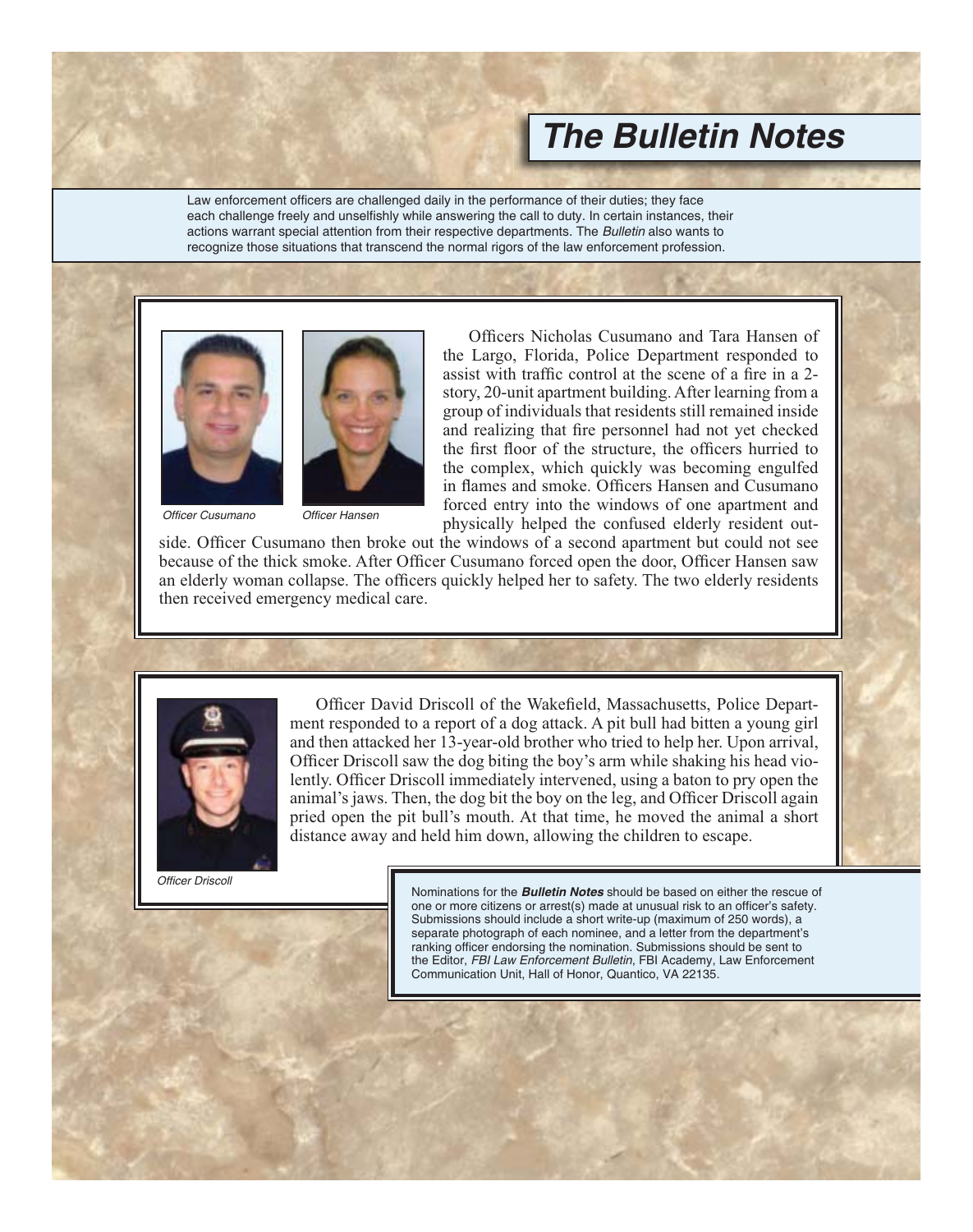# The Bulletin Notes

Law enforcement officers are challenged daily in the performance of their duties; they face each challenge freely and unselfishly while answering the call to duty. In certain instances, their actions warrant special attention from their respective departments. The *Bulletin* also wants to recognize those situations that transcend the normal rigors of the law enforcement profession.

*Officer Cusumano* *Officer Hansen*

Officers Nicholas Cusumano and Tara Hansen of the Largo, Florida, Police Department responded to assist with traffic control at the scene of a fire in a 2-story, 20-unit apartment building. After learning from a group of individuals that residents still remained inside and realizing that fire personnel had not yet checked the first floor of the structure, the officers hurried to the complex, which quickly was becoming engulfed in flames and smoke. Officers Hansen and Cusumano forced entry into the windows of one apartment and physically helped the confused elderly resident outside. Officer Cusumano then broke out the windows of a second apartment but could not see because of the thick smoke. After Officer Cusumano forced open the door, Officer Hansen saw an elderly woman collapse. The officers quickly helped her to safety. The two elderly residents then received emergency medical care.

*Officer Driscoll*

Officer David Driscoll of the Wakefield, Massachusetts, Police Department responded to a report of a dog attack. A pit bull had bitten a young girl and then attacked her 13-year-old brother who tried to help her. Upon arrival, Officer Driscoll saw the dog biting the boy's arm while shaking his head violently. Officer Driscoll immediately intervened, using a baton to pry open the animal's jaws. Then, the dog bit the boy on the leg, and Officer Driscoll again pried open the pit bull's mouth. At that time, he moved the animal a short distance away and held him down, allowing the children to escape.

Nominations for the ***Bulletin Notes*** should be based on either the rescue of one or more citizens or arrest(s) made at unusual risk to an officer's safety. Submissions should include a short write-up (maximum of 250 words), a separate photograph of each nominee, and a letter from the department's ranking officer endorsing the nomination. Submissions should be sent to the Editor, *FBI Law Enforcement Bulletin*, FBI Academy, Law Enforcement Communication Unit, Hall of Honor, Quantico, VA 22135.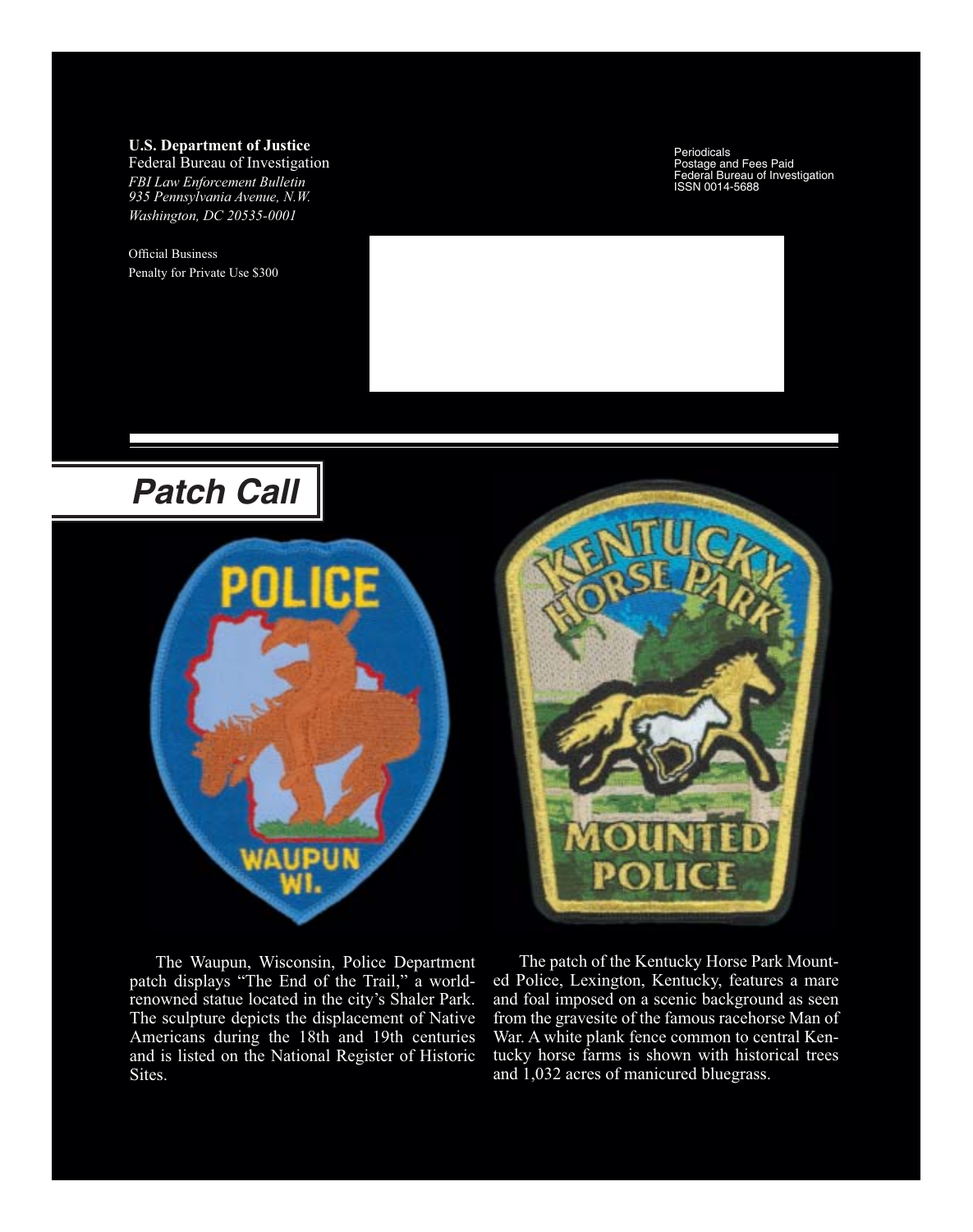**U.S. Department of Justice**
Federal Bureau of Investigation
*FBI Law Enforcement Bulletin*
*935 Pennsylvania Avenue, N.W.*
*Washington, DC 20535-0001*

Official Business
Penalty for Private Use $300

Periodicals
Postage and Fees Paid
Federal Bureau of Investigation
ISSN 0014-5688

## *Patch Call*

The Waupun, Wisconsin, Police Department patch displays "The End of the Trail," a world-renowned statue located in the city's Shaler Park. The sculpture depicts the displacement of Native Americans during the 18th and 19th centuries and is listed on the National Register of Historic Sites.

The patch of the Kentucky Horse Park Mounted Police, Lexington, Kentucky, features a mare and foal imposed on a scenic background as seen from the gravesite of the famous racehorse Man of War. A white plank fence common to central Kentucky horse farms is shown with historical trees and 1,032 acres of manicured bluegrass.